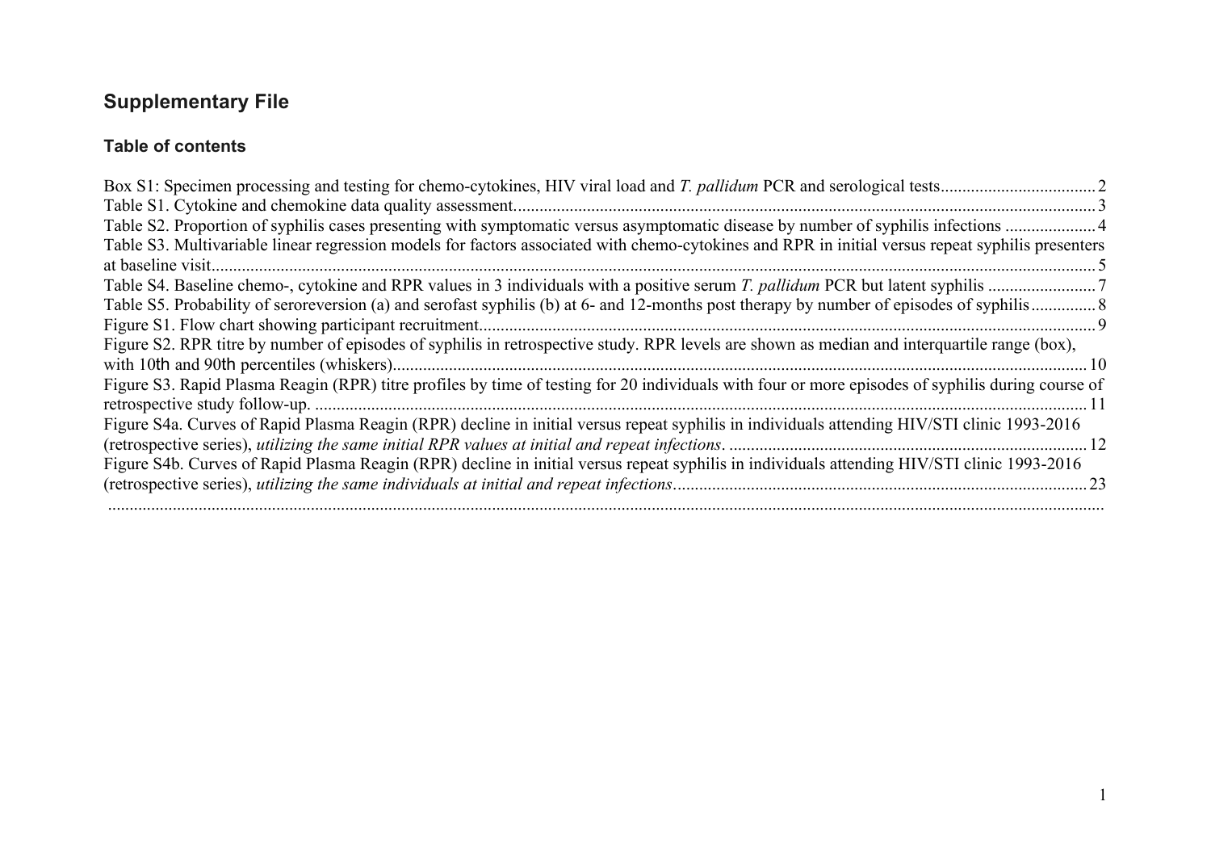## Supplementary File

### Table of contents

Box S1: Specimen processing and testing for chemo-cytokines, HIV viral load and *T. pallidum* PCR and serological tests.................................... 2

Table S1. Cytokine and chemokine data quality assessment...................................................................................................................................... 3

Table S2. Proportion of syphilis cases presenting with symptomatic versus asymptomatic disease by number of syphilis infections ..................... 4

Table S3. Multivariable linear regression models for factors associated with chemo-cytokines and RPR in initial versus repeat syphilis presenters at baseline visit........................................................................................................................................................................................................ 5

Table S4. Baseline chemo-, cytokine and RPR values in 3 individuals with a positive serum *T. pallidum* PCR but latent syphilis ......................... 7

Table S5. Probability of seroreversion (a) and serofast syphilis (b) at 6- and 12-months post therapy by number of episodes of syphilis............... 8

Figure S1. Flow chart showing participant recruitment............................................................................................................................................. 9

Figure S2. RPR titre by number of episodes of syphilis in retrospective study. RPR levels are shown as median and interquartile range (box), with 10th and 90th percentiles (whiskers)............................................................................................................................................................... 10

Figure S3. Rapid Plasma Reagin (RPR) titre profiles by time of testing for 20 individuals with four or more episodes of syphilis during course of retrospective study follow-up. ................................................................................................................................................................. 11

Figure S4a. Curves of Rapid Plasma Reagin (RPR) decline in initial versus repeat syphilis in individuals attending HIV/STI clinic 1993-2016 (retrospective series), *utilizing the same initial RPR values at initial and repeat infections*. .................................................................................. 12

Figure S4b. Curves of Rapid Plasma Reagin (RPR) decline in initial versus repeat syphilis in individuals attending HIV/STI clinic 1993-2016 (retrospective series), *utilizing the same individuals at initial and repeat infections*............................................................................................... 23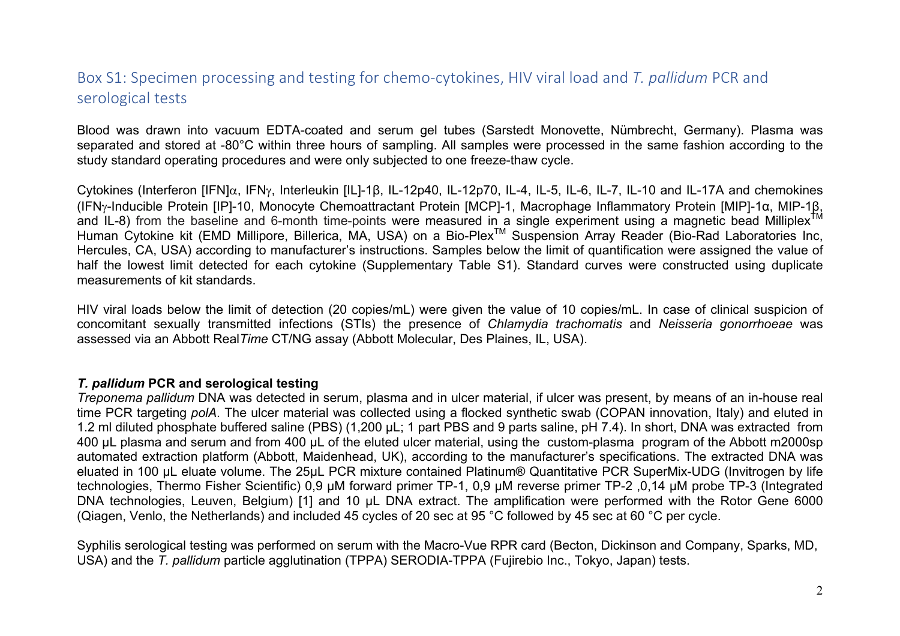## Box S1: Specimen processing and testing for chemo-cytokines, HIV viral load and *T. pallidum* PCR and serological tests

Blood was drawn into vacuum EDTA-coated and serum gel tubes (Sarstedt Monovette, Nümbrecht, Germany). Plasma was separated and stored at -80°C within three hours of sampling. All samples were processed in the same fashion according to the study standard operating procedures and were only subjected to one freeze-thaw cycle.

Cytokines (Interferon [IFN]α, IFNγ, Interleukin [IL]-1β, IL-12p40, IL-12p70, IL-4, IL-5, IL-6, IL-7, IL-10 and IL-17A and chemokines (IFNγ-Inducible Protein [IP]-10, Monocyte Chemoattractant Protein [MCP]-1, Macrophage Inflammatory Protein [MIP]-1α, MIP-1β, and IL-8) from the baseline and 6-month time-points were measured in a single experiment using a magnetic bead Milliplex™ Human Cytokine kit (EMD Millipore, Billerica, MA, USA) on a Bio-Plex™ Suspension Array Reader (Bio-Rad Laboratories Inc, Hercules, CA, USA) according to manufacturer's instructions. Samples below the limit of quantification were assigned the value of half the lowest limit detected for each cytokine (Supplementary Table S1). Standard curves were constructed using duplicate measurements of kit standards.

HIV viral loads below the limit of detection (20 copies/mL) were given the value of 10 copies/mL. In case of clinical suspicion of concomitant sexually transmitted infections (STIs) the presence of *Chlamydia trachomatis* and *Neisseria gonorrhoeae* was assessed via an Abbott Real*Time* CT/NG assay (Abbott Molecular, Des Plaines, IL, USA).

### *T. pallidum* PCR and serological testing

*Treponema pallidum* DNA was detected in serum, plasma and in ulcer material, if ulcer was present, by means of an in-house real time PCR targeting *polA*. The ulcer material was collected using a flocked synthetic swab (COPAN innovation, Italy) and eluted in 1.2 ml diluted phosphate buffered saline (PBS) (1,200 µL; 1 part PBS and 9 parts saline, pH 7.4). In short, DNA was extracted from 400 µL plasma and serum and from 400 µL of the eluted ulcer material, using the custom-plasma program of the Abbott m2000sp automated extraction platform (Abbott, Maidenhead, UK), according to the manufacturer's specifications. The extracted DNA was eluated in 100 µL eluate volume. The 25µL PCR mixture contained Platinum® Quantitative PCR SuperMix-UDG (Invitrogen by life technologies, Thermo Fisher Scientific) 0,9 µM forward primer TP-1, 0,9 µM reverse primer TP-2 ,0,14 µM probe TP-3 (Integrated DNA technologies, Leuven, Belgium) [1] and 10 µL DNA extract. The amplification were performed with the Rotor Gene 6000 (Qiagen, Venlo, the Netherlands) and included 45 cycles of 20 sec at 95 °C followed by 45 sec at 60 °C per cycle.

Syphilis serological testing was performed on serum with the Macro-Vue RPR card (Becton, Dickinson and Company, Sparks, MD, USA) and the *T. pallidum* particle agglutination (TPPA) SERODIA-TPPA (Fujirebio Inc., Tokyo, Japan) tests.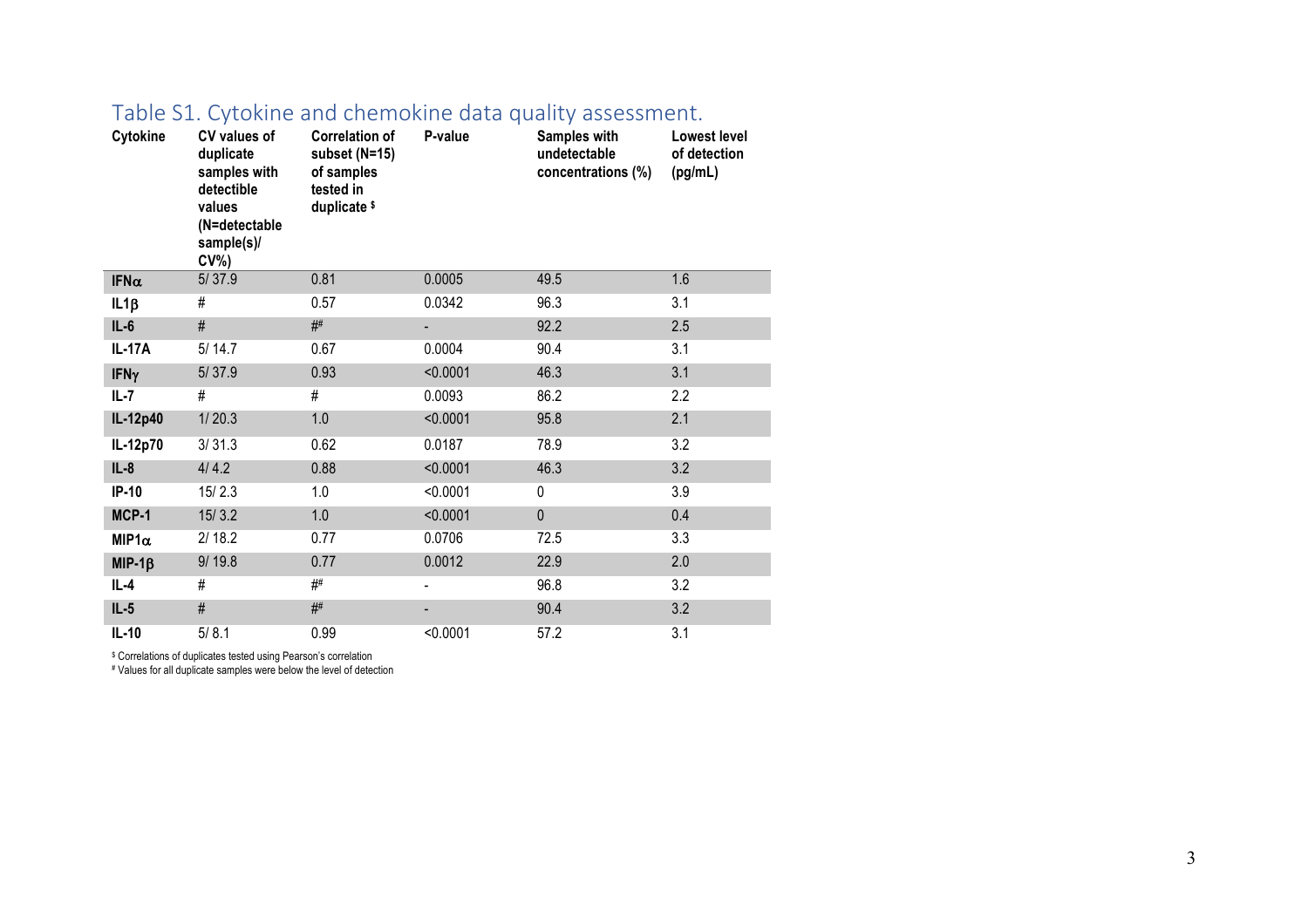# Table S1. Cytokine and chemokine data quality assessment.

| Cytokine | CV values of duplicate samples with detectible values (N=detectable sample(s)/ CV%) | Correlation of subset (N=15) of samples tested in duplicate $ | P-value | Samples with undetectable concentrations (%) | Lowest level of detection (pg/mL) |
|---|---|---|---|---|---|
| **IFNα** | 5/ 37.9 | 0.81 | 0.0005 | 49.5 | 1.6 |
| **IL1β** | # | 0.57 | 0.0342 | 96.3 | 3.1 |
| **IL-6** | # | ## | - | 92.2 | 2.5 |
| **IL-17A** | 5/ 14.7 | 0.67 | 0.0004 | 90.4 | 3.1 |
| **IFNγ** | 5/ 37.9 | 0.93 | <0.0001 | 46.3 | 3.1 |
| **IL-7** | # | # | 0.0093 | 86.2 | 2.2 |
| **IL-12p40** | 1/ 20.3 | 1.0 | <0.0001 | 95.8 | 2.1 |
| **IL-12p70** | 3/ 31.3 | 0.62 | 0.0187 | 78.9 | 3.2 |
| **IL-8** | 4/ 4.2 | 0.88 | <0.0001 | 46.3 | 3.2 |
| **IP-10** | 15/ 2.3 | 1.0 | <0.0001 | 0 | 3.9 |
| **MCP-1** | 15/ 3.2 | 1.0 | <0.0001 | 0 | 0.4 |
| **MIP1α** | 2/ 18.2 | 0.77 | 0.0706 | 72.5 | 3.3 |
| **MIP-1β** | 9/ 19.8 | 0.77 | 0.0012 | 22.9 | 2.0 |
| **IL-4** | # | ## | - | 96.8 | 3.2 |
| **IL-5** | # | ## | - | 90.4 | 3.2 |
| **IL-10** | 5/ 8.1 | 0.99 | <0.0001 | 57.2 | 3.1 |

$ Correlations of duplicates tested using Pearson's correlation

# Values for all duplicate samples were below the level of detection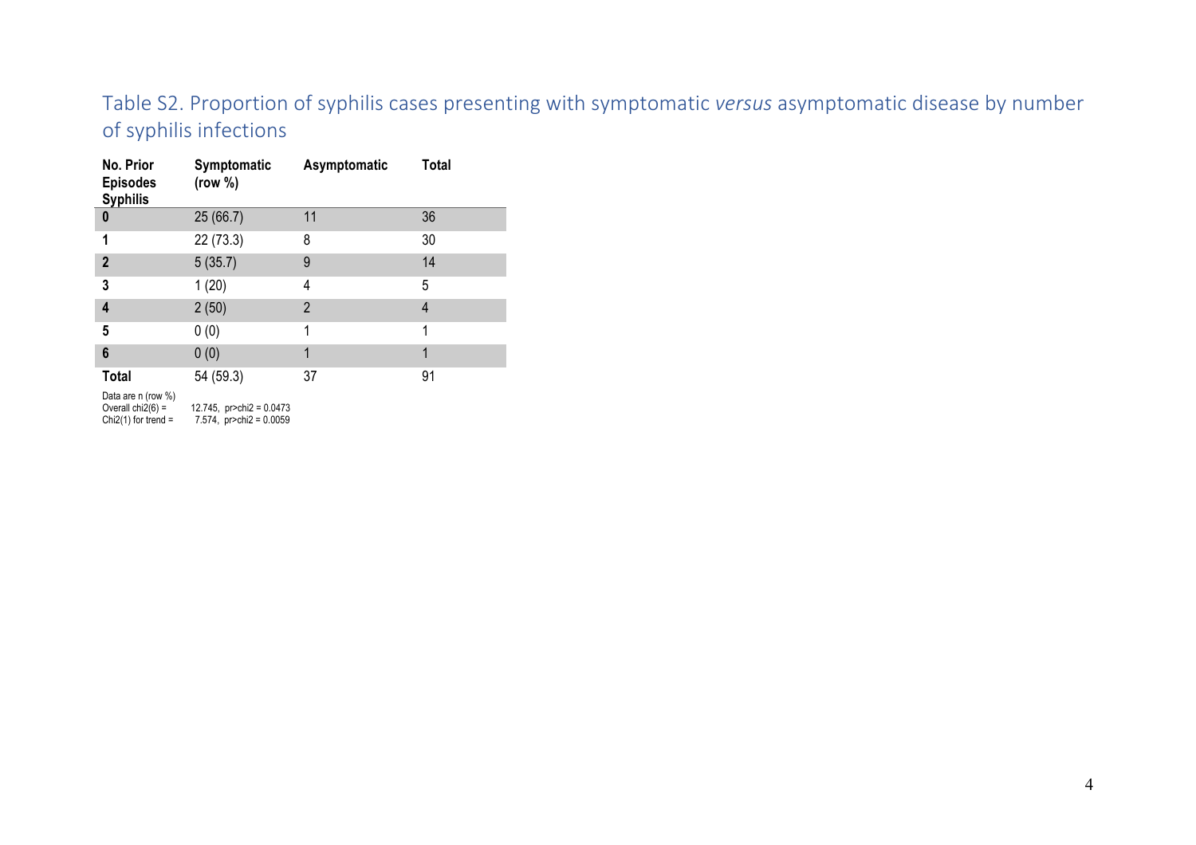## Table S2. Proportion of syphilis cases presenting with symptomatic *versus* asymptomatic disease by number of syphilis infections

| No. Prior Episodes Syphilis | Symptomatic (row %) | Asymptomatic | Total |
|---|---|---|---|
| **0** | 25 (66.7) | 11 | 36 |
| **1** | 22 (73.3) | 8 | 30 |
| **2** | 5 (35.7) | 9 | 14 |
| **3** | 1 (20) | 4 | 5 |
| **4** | 2 (50) | 2 | 4 |
| **5** | 0 (0) | 1 | 1 |
| **6** | 0 (0) | 1 | 1 |
| **Total** | 54 (59.3) | 37 | 91 |

Data are n (row %)
Overall chi2(6) = 12.745, pr>chi2 = 0.0473
Chi2(1) for trend = 7.574, pr>chi2 = 0.0059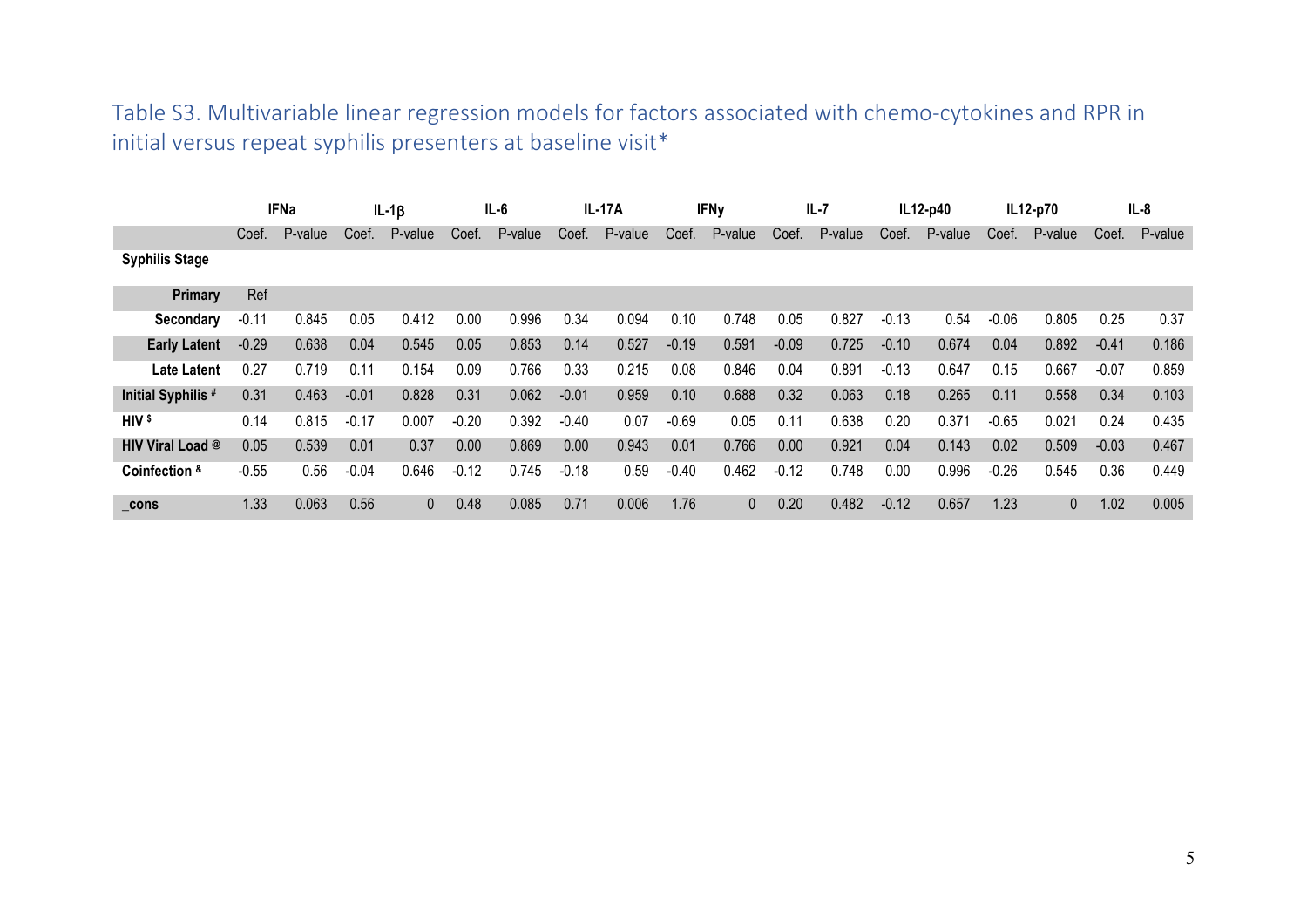## Table S3. Multivariable linear regression models for factors associated with chemo-cytokines and RPR in initial versus repeat syphilis presenters at baseline visit*

| | IFNa | | IL-1β | | IL-6 | | IL-17A | | IFNy | | IL-7 | | IL12-p40 | | IL12-p70 | | IL-8 | |
|---|---|---|---|---|---|---|---|---|---|---|---|---|---|---|---|---|---|---|
| | Coef. | P-value | Coef. | P-value | Coef. | P-value | Coef. | P-value | Coef. | P-value | Coef. | P-value | Coef. | P-value | Coef. | P-value | Coef. | P-value |
| **Syphilis Stage** | | | | | | | | | | | | | | | | | | |
| **Primary** | Ref | | | | | | | | | | | | | | | | | |
| **Secondary** | -0.11 | 0.845 | 0.05 | 0.412 | 0.00 | 0.996 | 0.34 | 0.094 | 0.10 | 0.748 | 0.05 | 0.827 | -0.13 | 0.54 | -0.06 | 0.805 | 0.25 | 0.37 |
| **Early Latent** | -0.29 | 0.638 | 0.04 | 0.545 | 0.05 | 0.853 | 0.14 | 0.527 | -0.19 | 0.591 | -0.09 | 0.725 | -0.10 | 0.674 | 0.04 | 0.892 | -0.41 | 0.186 |
| **Late Latent** | 0.27 | 0.719 | 0.11 | 0.154 | 0.09 | 0.766 | 0.33 | 0.215 | 0.08 | 0.846 | 0.04 | 0.891 | -0.13 | 0.647 | 0.15 | 0.667 | -0.07 | 0.859 |
| **Initial Syphilis #** | 0.31 | 0.463 | -0.01 | 0.828 | 0.31 | 0.062 | -0.01 | 0.959 | 0.10 | 0.688 | 0.32 | 0.063 | 0.18 | 0.265 | 0.11 | 0.558 | 0.34 | 0.103 |
| **HIV $** | 0.14 | 0.815 | -0.17 | 0.007 | -0.20 | 0.392 | -0.40 | 0.07 | -0.69 | 0.05 | 0.11 | 0.638 | 0.20 | 0.371 | -0.65 | 0.021 | 0.24 | 0.435 |
| **HIV Viral Load @** | 0.05 | 0.539 | 0.01 | 0.37 | 0.00 | 0.869 | 0.00 | 0.943 | 0.01 | 0.766 | 0.00 | 0.921 | 0.04 | 0.143 | 0.02 | 0.509 | -0.03 | 0.467 |
| **Coinfection &** | -0.55 | 0.56 | -0.04 | 0.646 | -0.12 | 0.745 | -0.18 | 0.59 | -0.40 | 0.462 | -0.12 | 0.748 | 0.00 | 0.996 | -0.26 | 0.545 | 0.36 | 0.449 |
| **_cons** | 1.33 | 0.063 | 0.56 | 0 | 0.48 | 0.085 | 0.71 | 0.006 | 1.76 | 0 | 0.20 | 0.482 | -0.12 | 0.657 | 1.23 | 0 | 1.02 | 0.005 |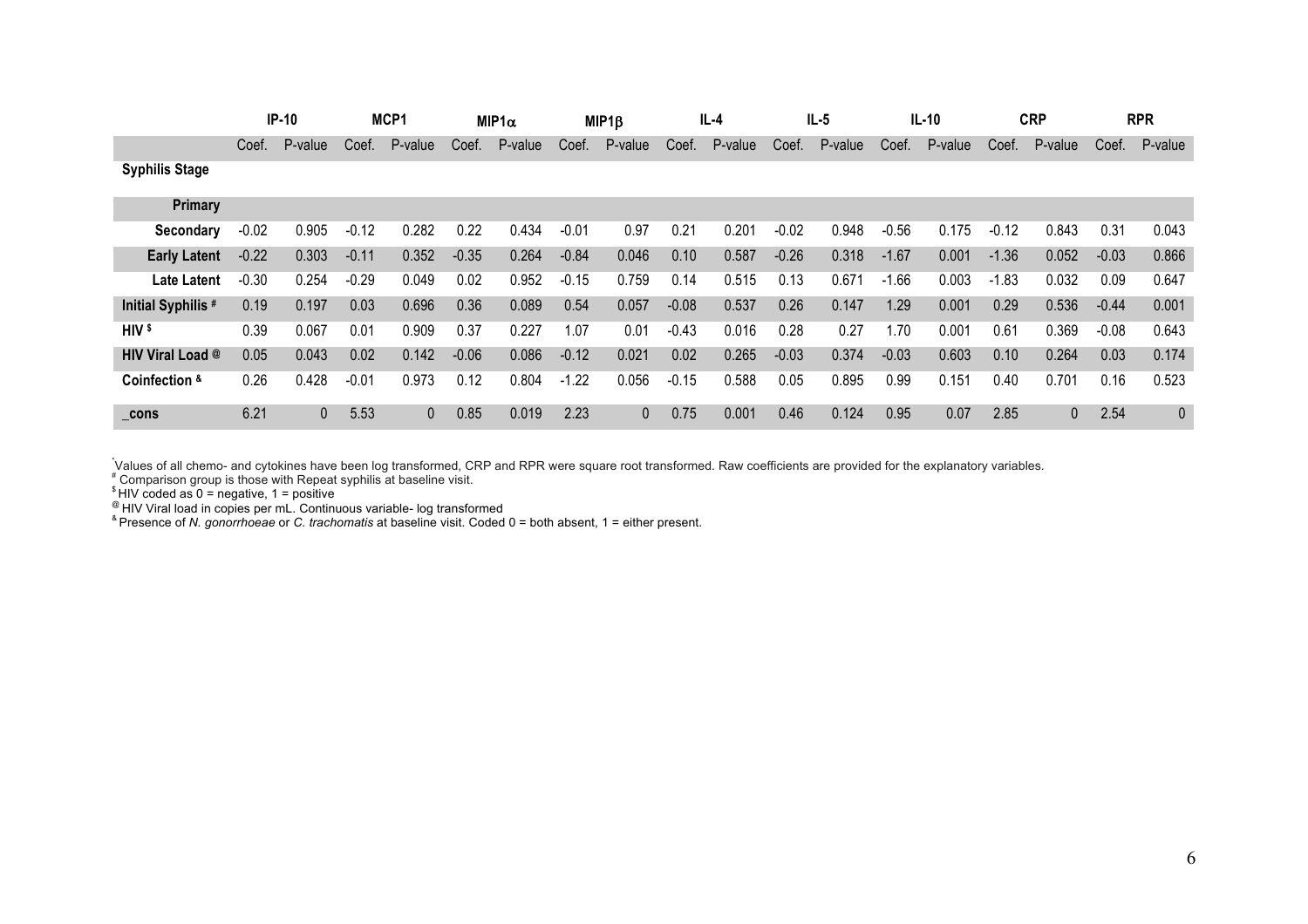| | IP-10 | | MCP1 | | MIP1$\alpha$ | | MIP1$\beta$ | | IL-4 | | IL-5 | | IL-10 | | CRP | | RPR | |
|---|---|---|---|---|---|---|---|---|---|---|---|---|---|---|---|---|---|---|
| | Coef. | P-value | Coef. | P-value | Coef. | P-value | Coef. | P-value | Coef. | P-value | Coef. | P-value | Coef. | P-value | Coef. | P-value | Coef. | P-value |
| **Syphilis Stage** | | | | | | | | | | | | | | | | | | |
| **Primary** | | | | | | | | | | | | | | | | | | |
| **Secondary** | -0.02 | 0.905 | -0.12 | 0.282 | 0.22 | 0.434 | -0.01 | 0.97 | 0.21 | 0.201 | -0.02 | 0.948 | -0.56 | 0.175 | -0.12 | 0.843 | 0.31 | 0.043 |
| **Early Latent** | -0.22 | 0.303 | -0.11 | 0.352 | -0.35 | 0.264 | -0.84 | 0.046 | 0.10 | 0.587 | -0.26 | 0.318 | -1.67 | 0.001 | -1.36 | 0.052 | -0.03 | 0.866 |
| **Late Latent** | -0.30 | 0.254 | -0.29 | 0.049 | 0.02 | 0.952 | -0.15 | 0.759 | 0.14 | 0.515 | 0.13 | 0.671 | -1.66 | 0.003 | -1.83 | 0.032 | 0.09 | 0.647 |
| **Initial Syphilis [#]** | 0.19 | 0.197 | 0.03 | 0.696 | 0.36 | 0.089 | 0.54 | 0.057 | -0.08 | 0.537 | 0.26 | 0.147 | 1.29 | 0.001 | 0.29 | 0.536 | -0.44 | 0.001 |
| **HIV [$]** | 0.39 | 0.067 | 0.01 | 0.909 | 0.37 | 0.227 | 1.07 | 0.01 | -0.43 | 0.016 | 0.28 | 0.27 | 1.70 | 0.001 | 0.61 | 0.369 | -0.08 | 0.643 |
| **HIV Viral Load [@]** | 0.05 | 0.043 | 0.02 | 0.142 | -0.06 | 0.086 | -0.12 | 0.021 | 0.02 | 0.265 | -0.03 | 0.374 | -0.03 | 0.603 | 0.10 | 0.264 | 0.03 | 0.174 |
| **Coinfection [&]** | 0.26 | 0.428 | -0.01 | 0.973 | 0.12 | 0.804 | -1.22 | 0.056 | -0.15 | 0.588 | 0.05 | 0.895 | 0.99 | 0.151 | 0.40 | 0.701 | 0.16 | 0.523 |
| **_cons** | 6.21 | 0 | 5.53 | 0 | 0.85 | 0.019 | 2.23 | 0 | 0.75 | 0.001 | 0.46 | 0.124 | 0.95 | 0.07 | 2.85 | 0 | 2.54 | 0 |

[*]Values of all chemo- and cytokines have been log transformed, CRP and RPR were square root transformed. Raw coefficients are provided for the explanatory variables.
[#] Comparison group is those with Repeat syphilis at baseline visit.
[$] HIV coded as 0 = negative, 1 = positive
[@] HIV Viral load in copies per mL. Continuous variable- log transformed
[&] Presence of *N. gonorrhoeae* or *C. trachomatis* at baseline visit. Coded 0 = both absent, 1 = either present.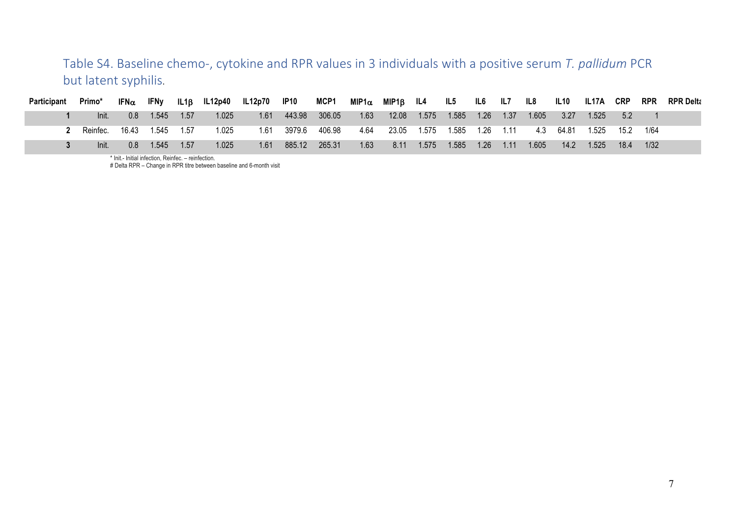Table S4. Baseline chemo-, cytokine and RPR values in 3 individuals with a positive serum *T. pallidum* PCR but latent syphilis.

| Participant | Primo* | IFNα | IFNy | IL1β | IL12p40 | IL12p70 | IP10 | MCP1 | MIP1α | MIP1β | IL4 | IL5 | IL6 | IL7 | IL8 | IL10 | IL17A | CRP | RPR | RPR Delta |
|---|---|---|---|---|---|---|---|---|---|---|---|---|---|---|---|---|---|---|---|---|
| 1 | Init. | 0.8 | 1.545 | 1.57 | 1.025 | 1.61 | 443.98 | 306.05 | 1.63 | 12.08 | 1.575 | 1.585 | 1.26 | 1.37 | 1.605 | 3.27 | 1.525 | 5.2 | 1 | |
| 2 | Reinfec. | 16.43 | 1.545 | 1.57 | 1.025 | 1.61 | 3979.6 | 406.98 | 4.64 | 23.05 | 1.575 | 1.585 | 1.26 | 1.11 | 4.3 | 64.81 | 1.525 | 15.2 | 1/64 | |
| 3 | Init. | 0.8 | 1.545 | 1.57 | 1.025 | 1.61 | 885.12 | 265.31 | 1.63 | 8.11 | 1.575 | 1.585 | 1.26 | 1.11 | 1.605 | 14.2 | 1.525 | 18.4 | 1/32 | |

\* Init.- Initial infection, Reinfec. – reinfection.

# Delta RPR – Change in RPR titre between baseline and 6-month visit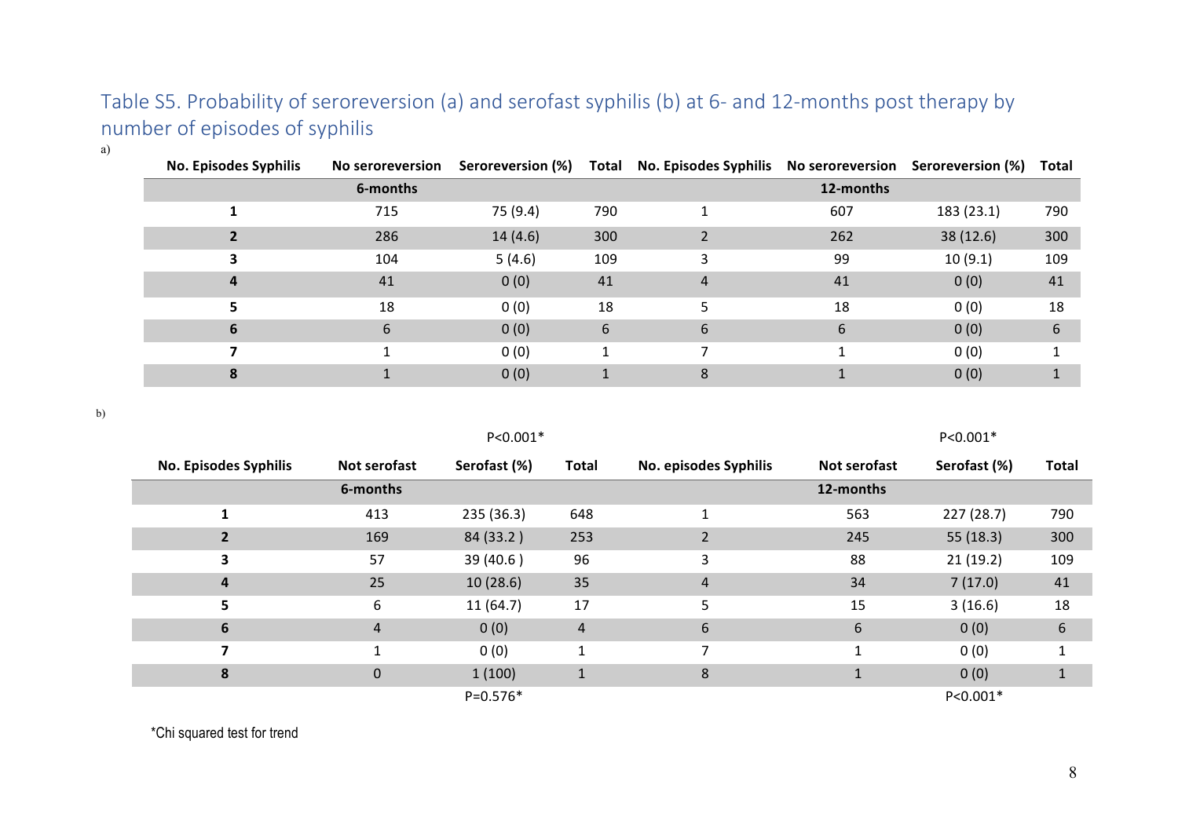# Table S5. Probability of seroreversion (a) and serofast syphilis (b) at 6- and 12-months post therapy by number of episodes of syphilis

a)

| No. Episodes Syphilis | No seroreversion | Seroreversion (%) | Total | No. Episodes Syphilis | No seroreversion | Seroreversion (%) | Total |
|---|---|---|---|---|---|---|---|
| | 6-months | | | | 12-months | | |
| **1** | 715 | 75 (9.4) | 790 | 1 | 607 | 183 (23.1) | 790 |
| **2** | 286 | 14 (4.6) | 300 | 2 | 262 | 38 (12.6) | 300 |
| **3** | 104 | 5 (4.6) | 109 | 3 | 99 | 10 (9.1) | 109 |
| **4** | 41 | 0 (0) | 41 | 4 | 41 | 0 (0) | 41 |
| **5** | 18 | 0 (0) | 18 | 5 | 18 | 0 (0) | 18 |
| **6** | 6 | 0 (0) | 6 | 6 | 6 | 0 (0) | 6 |
| **7** | 1 | 0 (0) | 1 | 7 | 1 | 0 (0) | 1 |
| **8** | 1 | 0 (0) | 1 | 8 | 1 | 0 (0) | 1 |
| | | P<0.001* | | | | P<0.001* | |

b)

| No. Episodes Syphilis | Not serofast | Serofast (%) | Total | No. episodes Syphilis | Not serofast | Serofast (%) | Total |
|---|---|---|---|---|---|---|---|
| | 6-months | | | | 12-months | | |
| **1** | 413 | 235 (36.3) | 648 | 1 | 563 | 227 (28.7) | 790 |
| **2** | 169 | 84 (33.2 ) | 253 | 2 | 245 | 55 (18.3) | 300 |
| **3** | 57 | 39 (40.6 ) | 96 | 3 | 88 | 21 (19.2) | 109 |
| **4** | 25 | 10 (28.6) | 35 | 4 | 34 | 7 (17.0) | 41 |
| **5** | 6 | 11 (64.7) | 17 | 5 | 15 | 3 (16.6) | 18 |
| **6** | 4 | 0 (0) | 4 | 6 | 6 | 0 (0) | 6 |
| **7** | 1 | 0 (0) | 1 | 7 | 1 | 0 (0) | 1 |
| **8** | 0 | 1 (100) | 1 | 8 | 1 | 0 (0) | 1 |
| | | P=0.576* | | | | P<0.001* | |

*Chi squared test for trend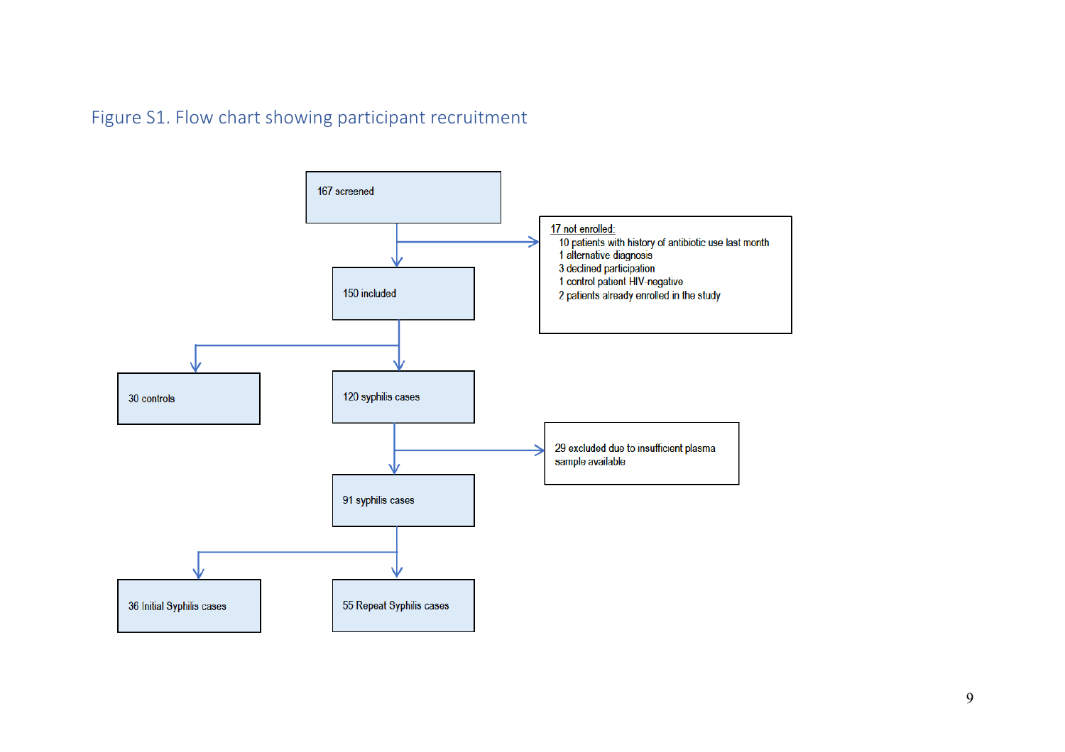Figure S1. Flow chart showing participant recruitment

167 screened

17 not enrolled:
- 10 patients with history of antibiotic use last month
- 1 alternative diagnosis
- 3 declined participation
- 1 control patient HIV-negative
- 2 patients already enrolled in the study

150 included

30 controls

120 syphilis cases

29 excluded due to insufficient plasma sample available

91 syphilis cases

36 Initial Syphilis cases

55 Repeat Syphilis cases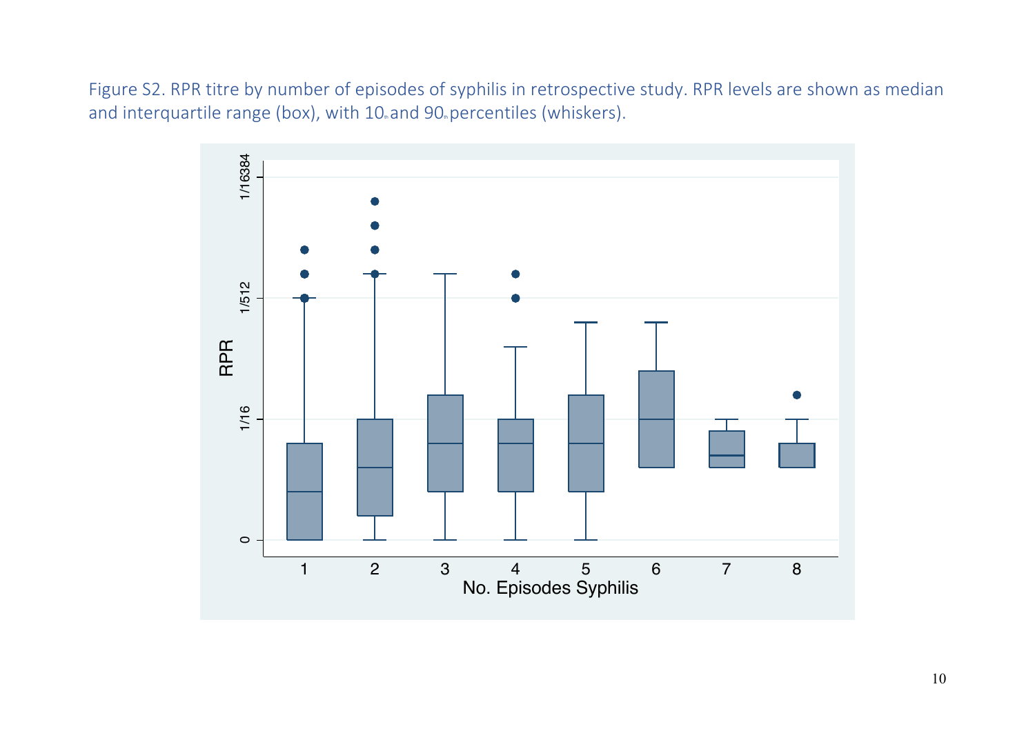Figure S2. RPR titre by number of episodes of syphilis in retrospective study. RPR levels are shown as median and interquartile range (box), with 10th and 90th percentiles (whiskers).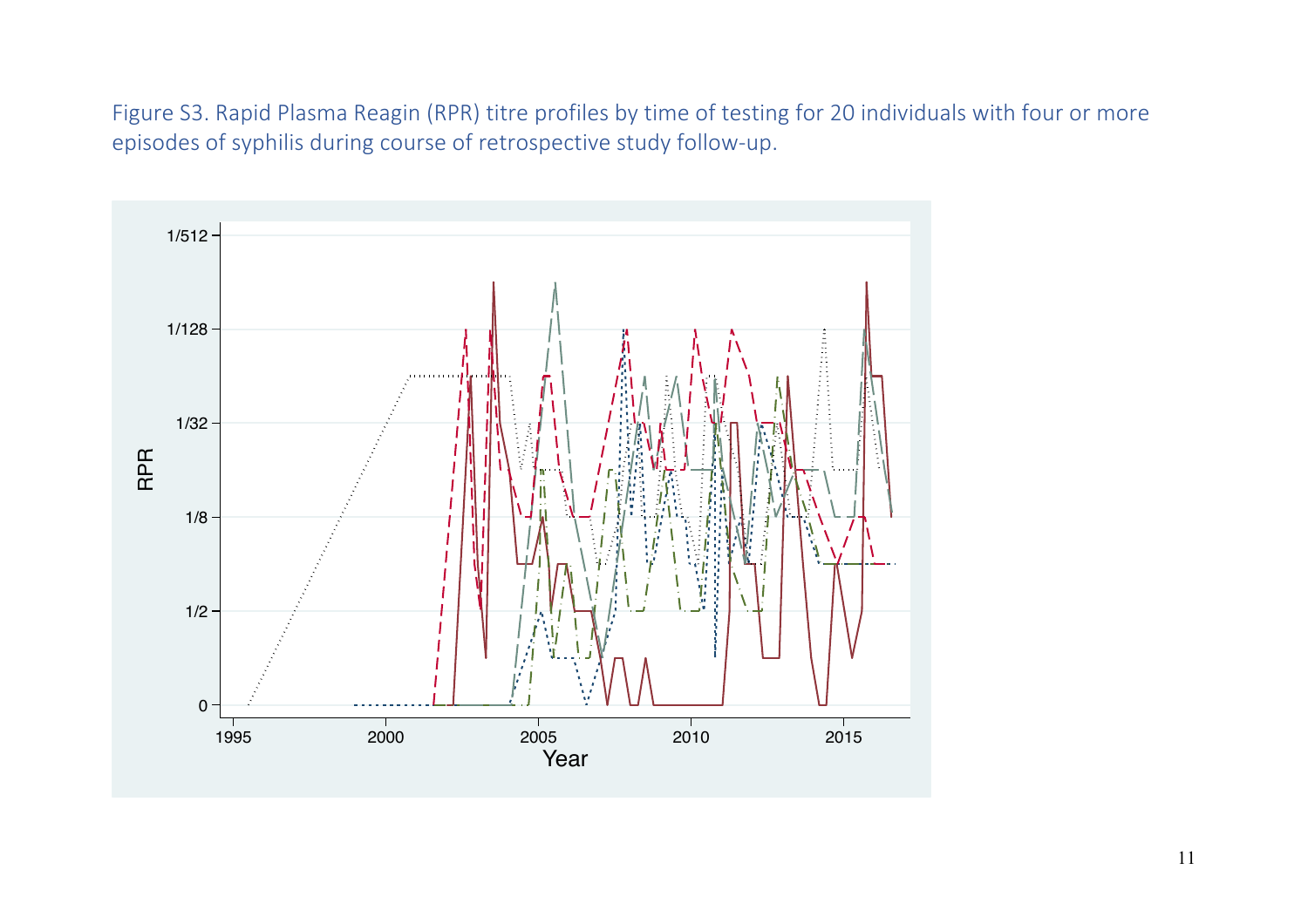Figure S3. Rapid Plasma Reagin (RPR) titre profiles by time of testing for 20 individuals with four or more episodes of syphilis during course of retrospective study follow-up.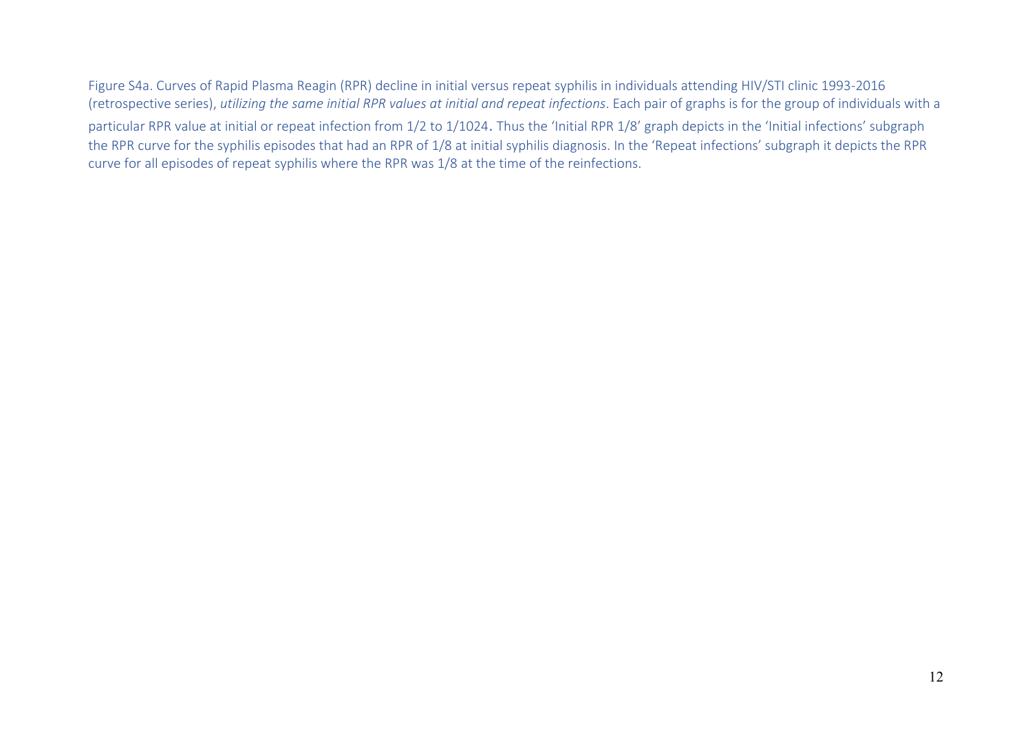Figure S4a. Curves of Rapid Plasma Reagin (RPR) decline in initial versus repeat syphilis in individuals attending HIV/STI clinic 1993-2016 (retrospective series), *utilizing the same initial RPR values at initial and repeat infections*. Each pair of graphs is for the group of individuals with a particular RPR value at initial or repeat infection from 1/2 to 1/1024. Thus the 'Initial RPR 1/8' graph depicts in the 'Initial infections' subgraph the RPR curve for the syphilis episodes that had an RPR of 1/8 at initial syphilis diagnosis. In the 'Repeat infections' subgraph it depicts the RPR curve for all episodes of repeat syphilis where the RPR was 1/8 at the time of the reinfections.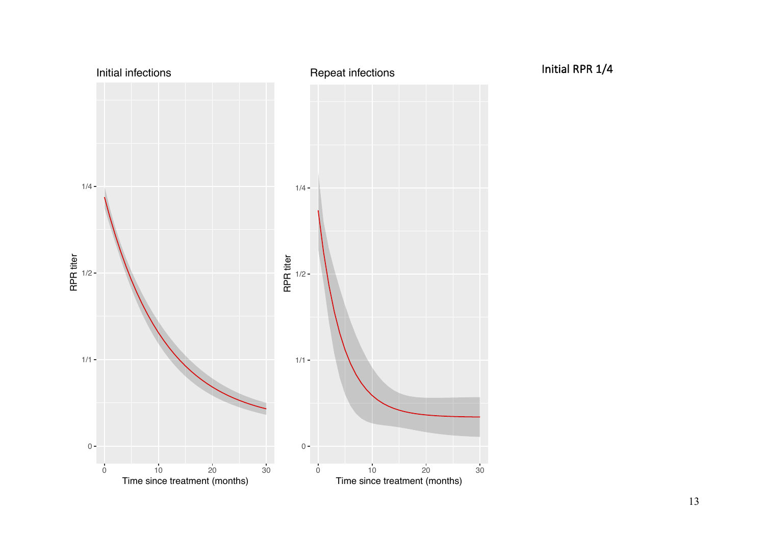Initial RPR 1/4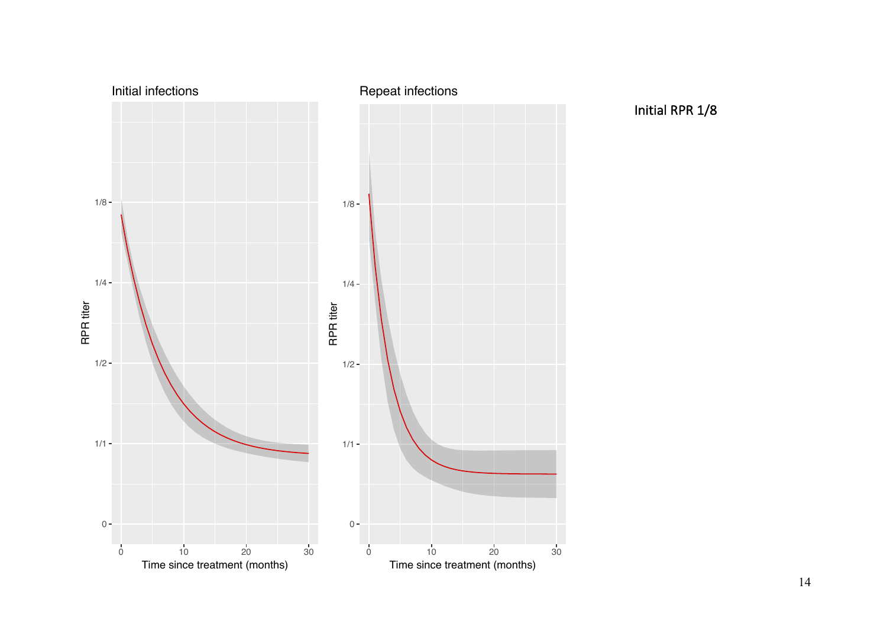Initial RPR 1/8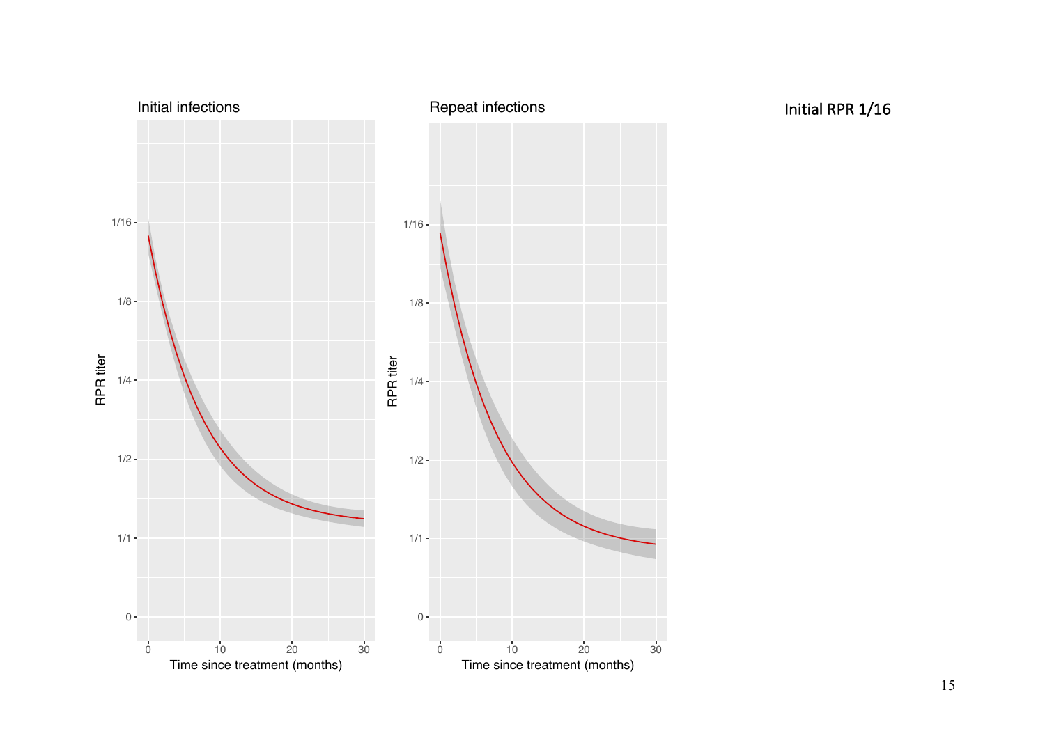Initial infections

RPR titer

1/16
1/8
1/4
1/2
1/1
0

0 10 20 30

Time since treatment (months)

Repeat infections

RPR titer

1/16
1/8
1/4
1/2
1/1
0

0 10 20 30

Time since treatment (months)

Initial RPR 1/16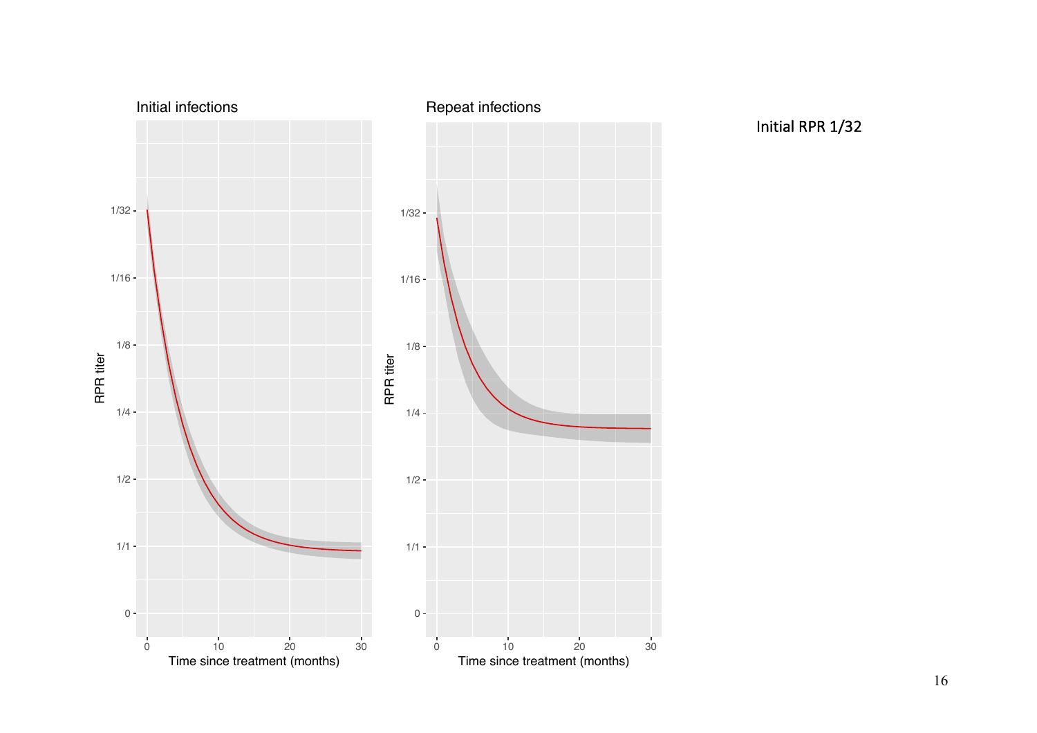Initial infections

Repeat infections

Initial RPR 1/32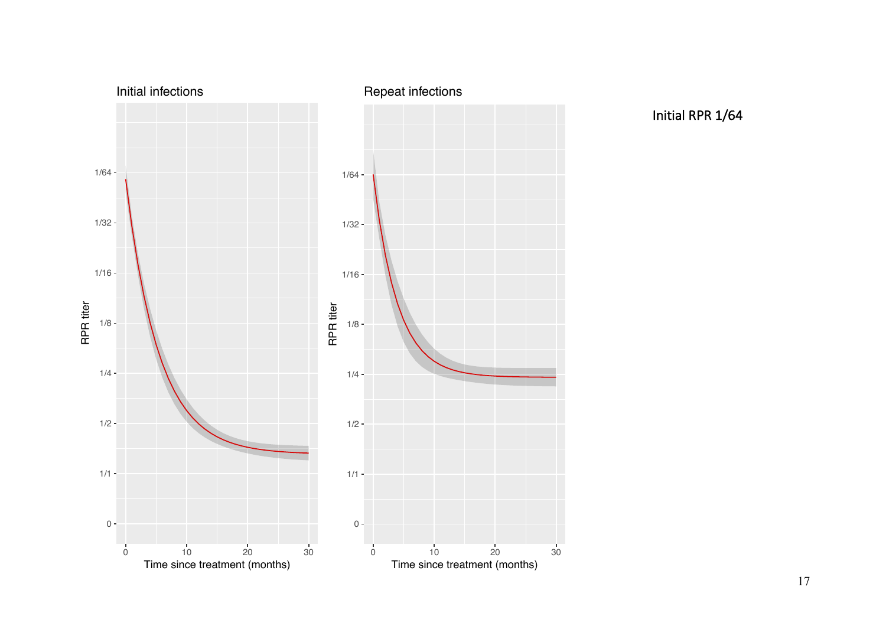Initial infections

Repeat infections

Initial RPR 1/64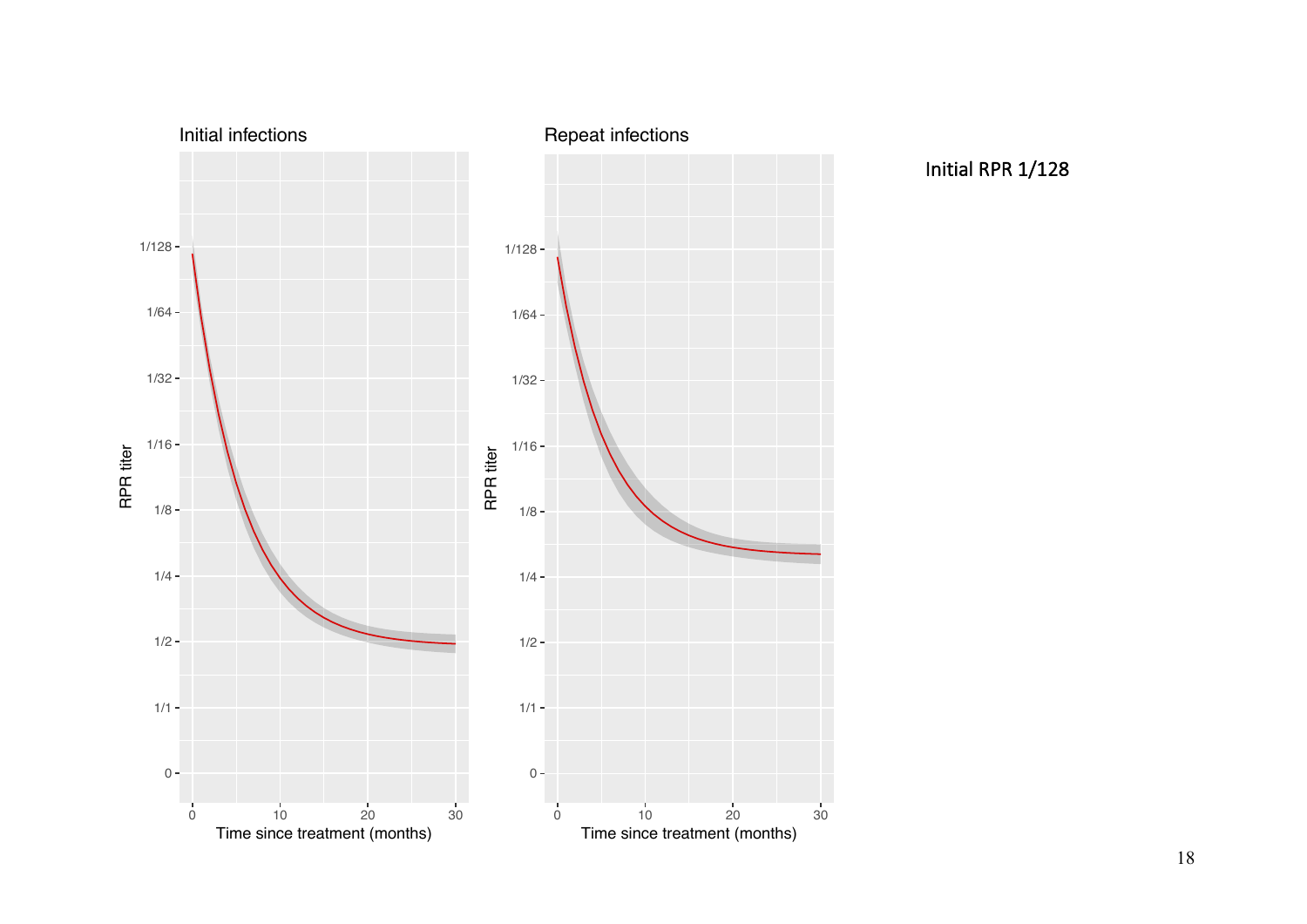Initial infections

Repeat infections

Initial RPR 1/128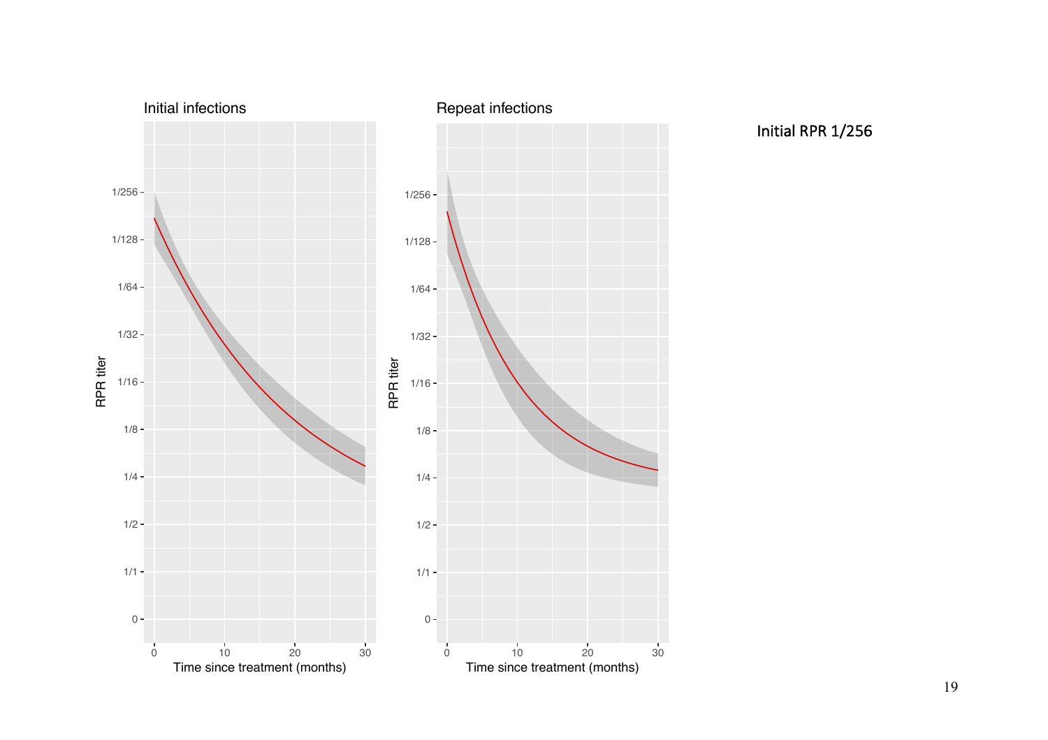Initial infections

Repeat infections

Initial RPR 1/256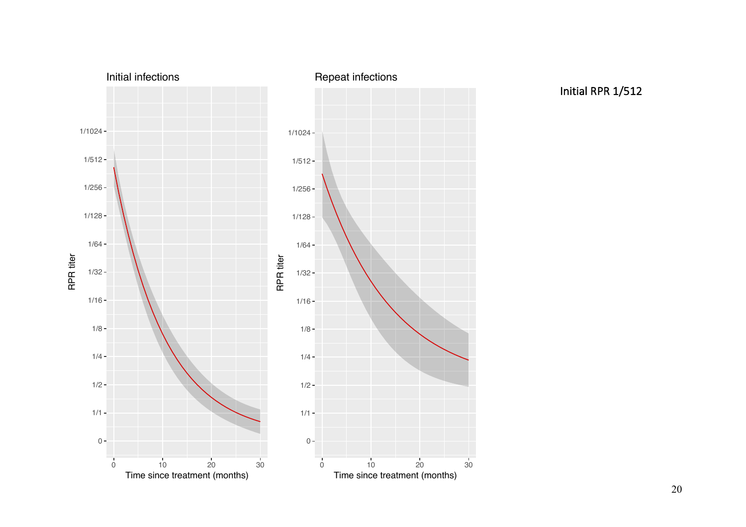Initial RPR 1/512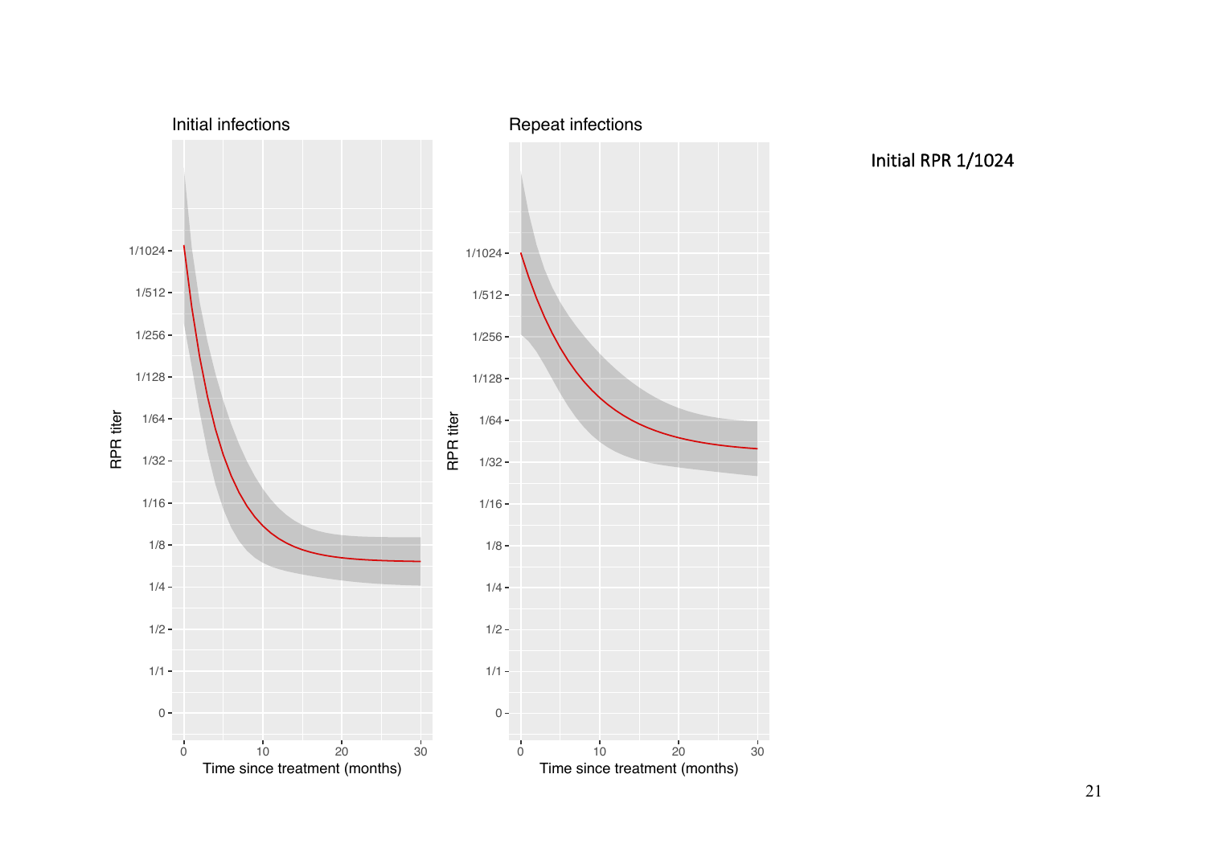Initial infections

RPR titer

1/1024
1/512
1/256
1/128
1/64
1/32
1/16
1/8
1/4
1/2
1/1
0

Time since treatment (months)

0 10 20 30

Repeat infections

RPR titer

1/1024
1/512
1/256
1/128
1/64
1/32
1/16
1/8
1/4
1/2
1/1
0

Time since treatment (months)

0 10 20 30

Initial RPR 1/1024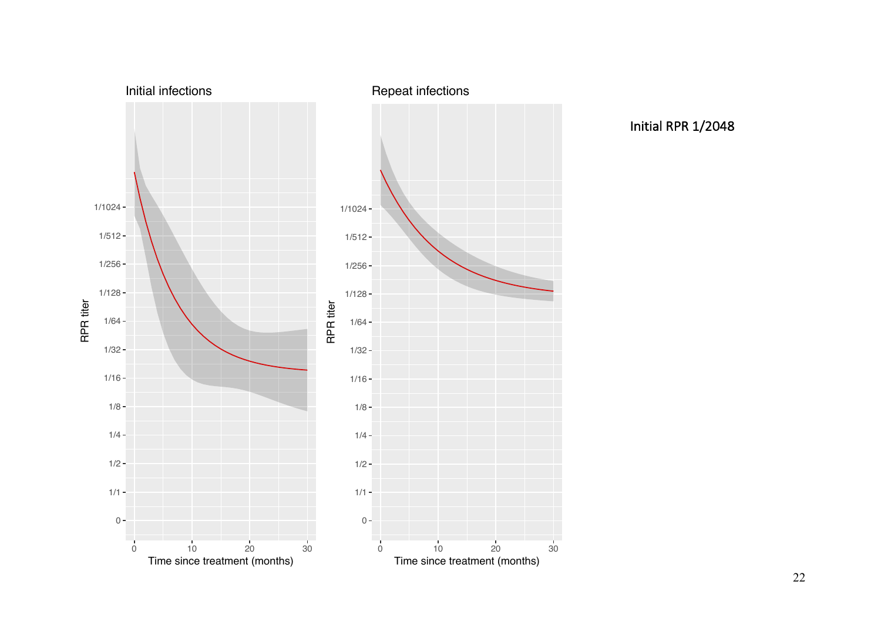Initial RPR 1/2048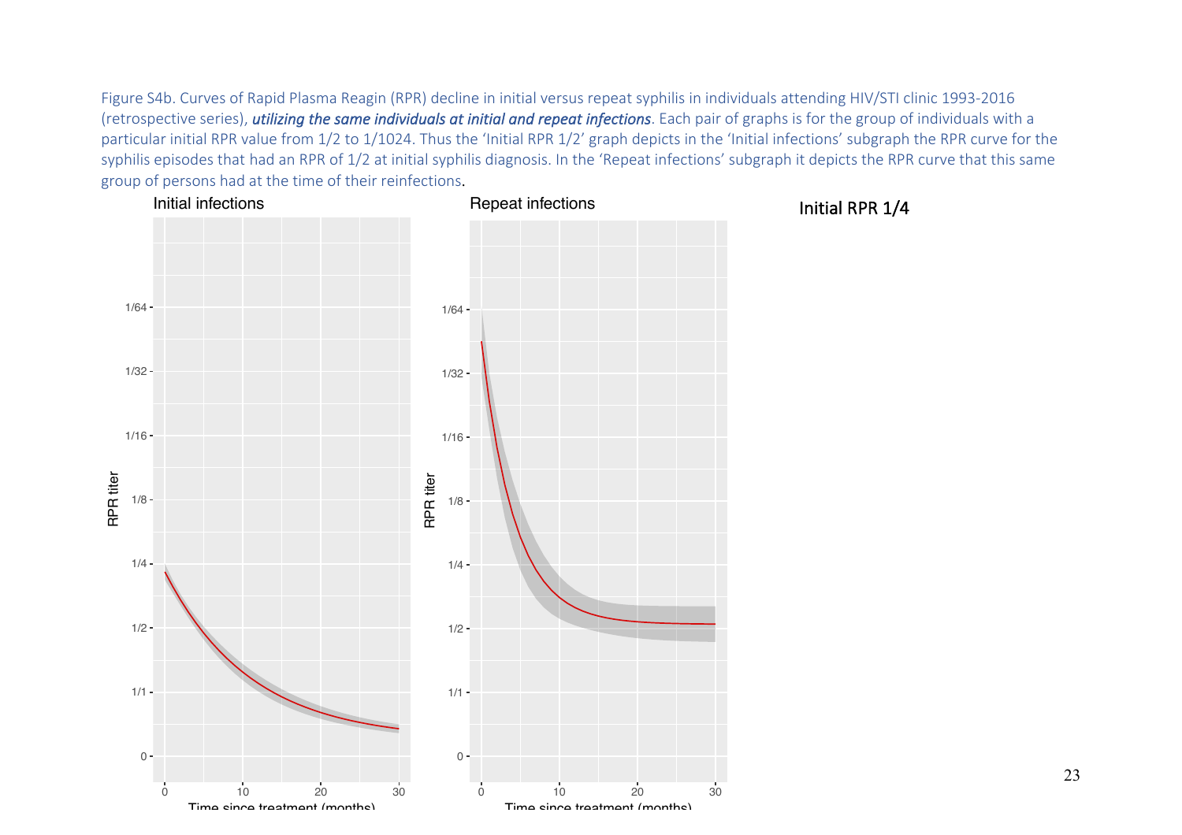Figure S4b. Curves of Rapid Plasma Reagin (RPR) decline in initial versus repeat syphilis in individuals attending HIV/STI clinic 1993-2016 (retrospective series), ***utilizing the same individuals at initial and repeat infections***. Each pair of graphs is for the group of individuals with a particular initial RPR value from 1/2 to 1/1024. Thus the 'Initial RPR 1/2' graph depicts in the 'Initial infections' subgraph the RPR curve for the syphilis episodes that had an RPR of 1/2 at initial syphilis diagnosis. In the 'Repeat infections' subgraph it depicts the RPR curve that this same group of persons had at the time of their reinfections.

Initial infections

Repeat infections

Initial RPR 1/4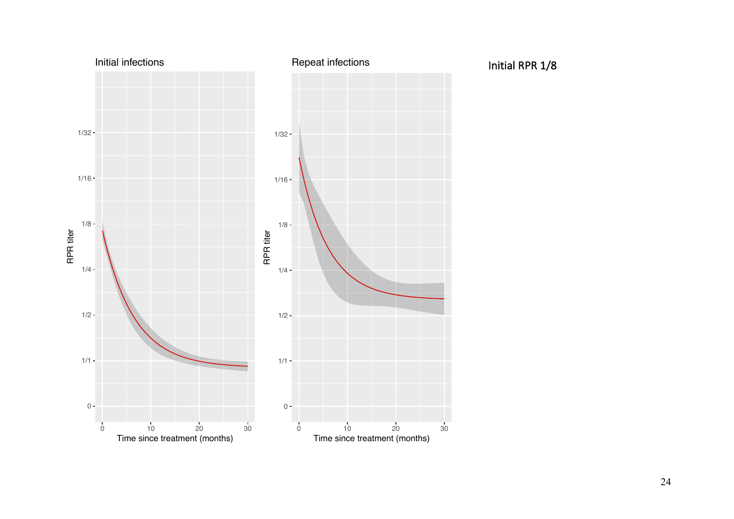Initial infections

RPR titer

1/32
1/16
1/8
1/4
1/2
1/1
0

0 10 20 30

Time since treatment (months)

Repeat infections

RPR titer

1/32
1/16
1/8
1/4
1/2
1/1
0

0 10 20 30

Time since treatment (months)

Initial RPR 1/8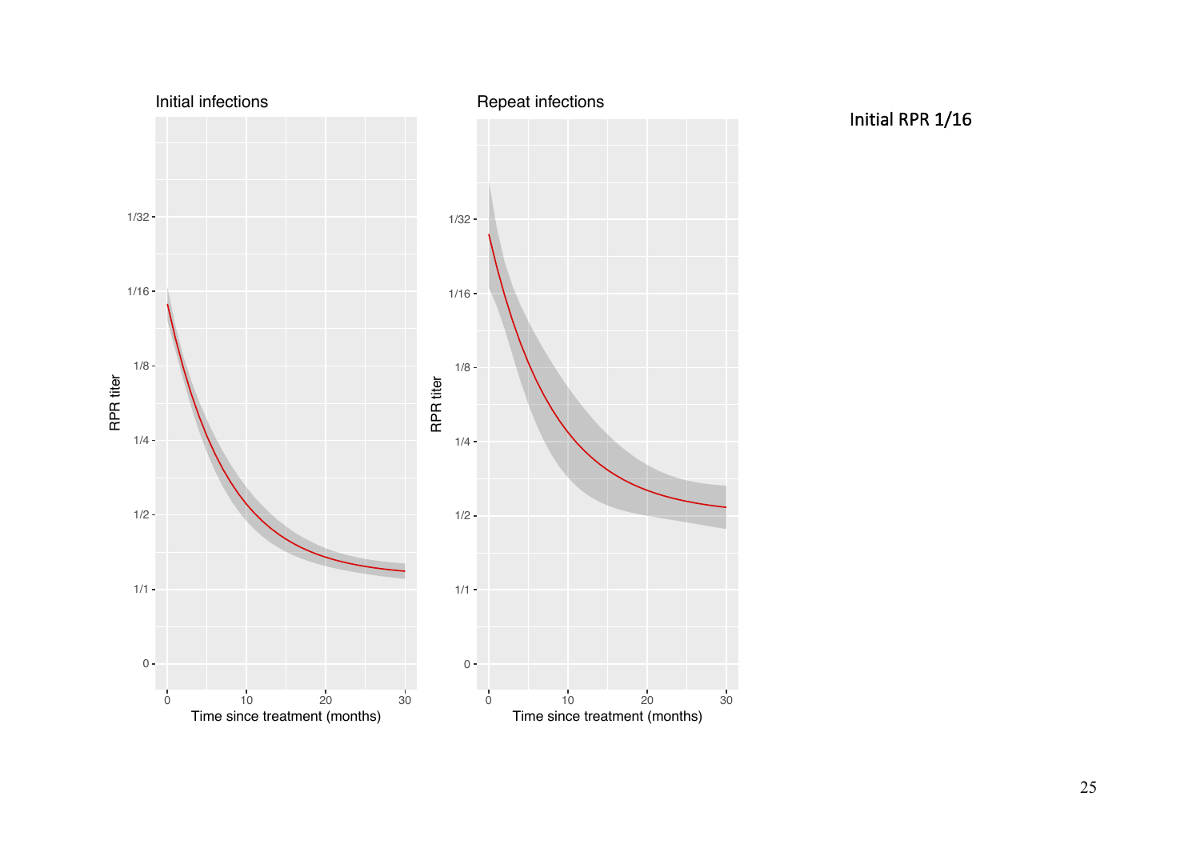Initial infections

Repeat infections

Initial RPR 1/16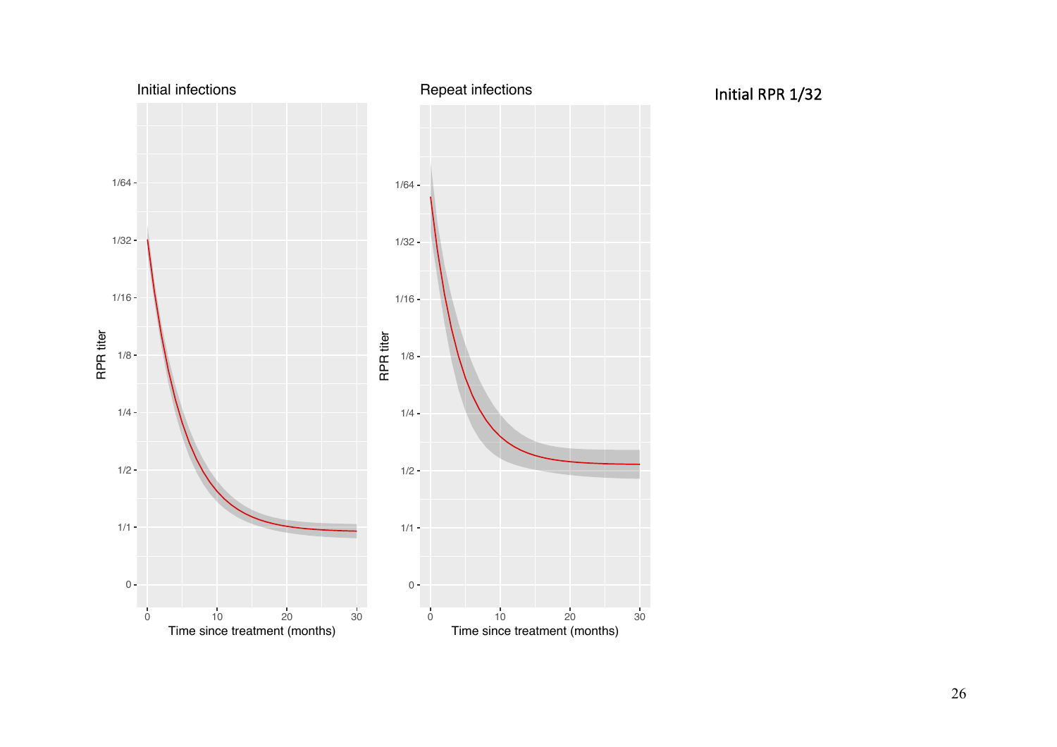Initial infections

Repeat infections

Initial RPR 1/32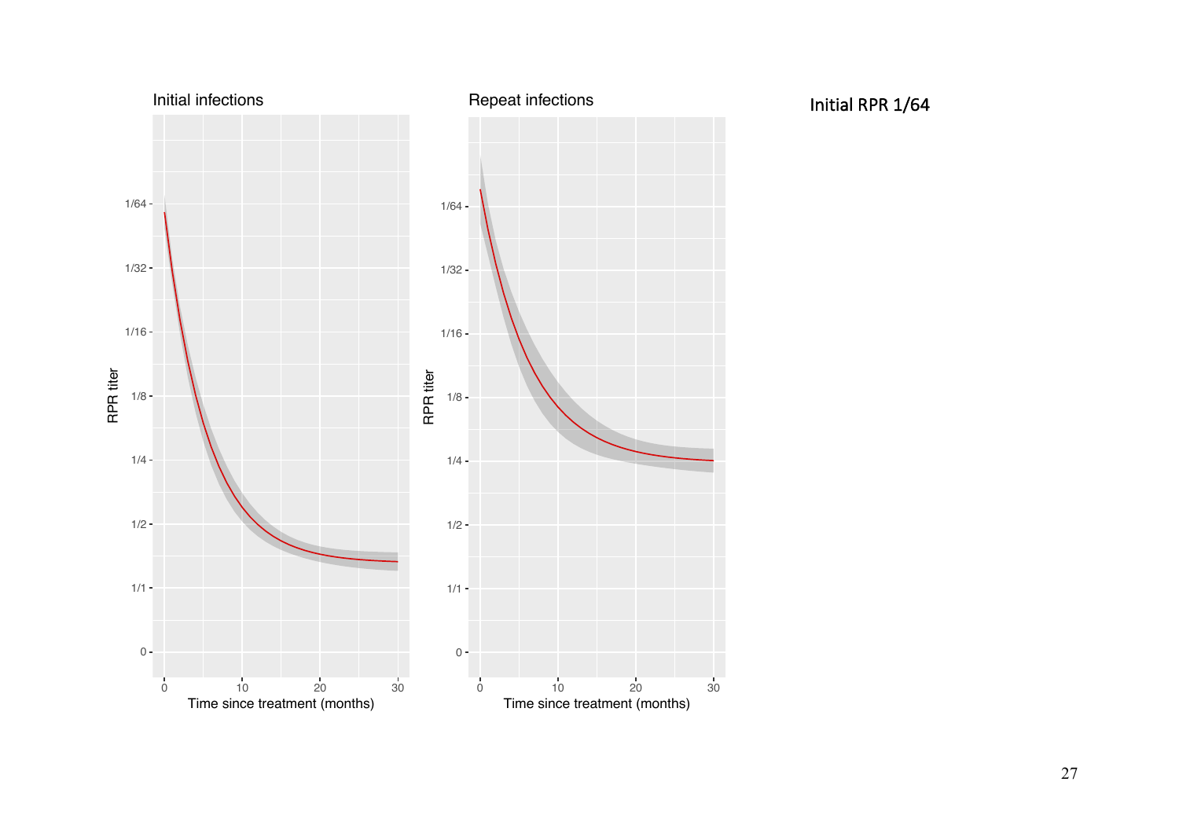Initial infections

Repeat infections

Initial RPR 1/64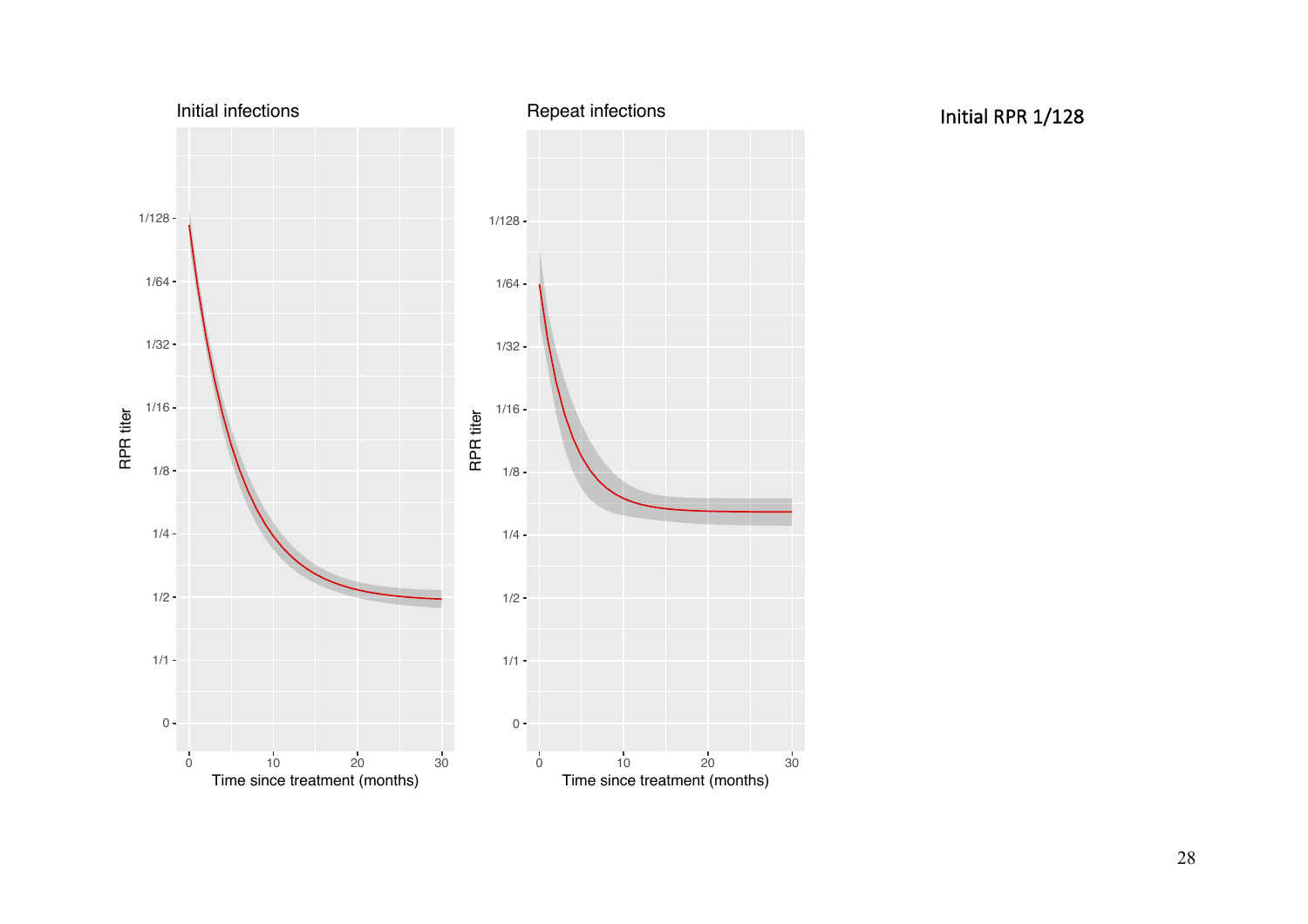Initial infections

Repeat infections

Initial RPR 1/128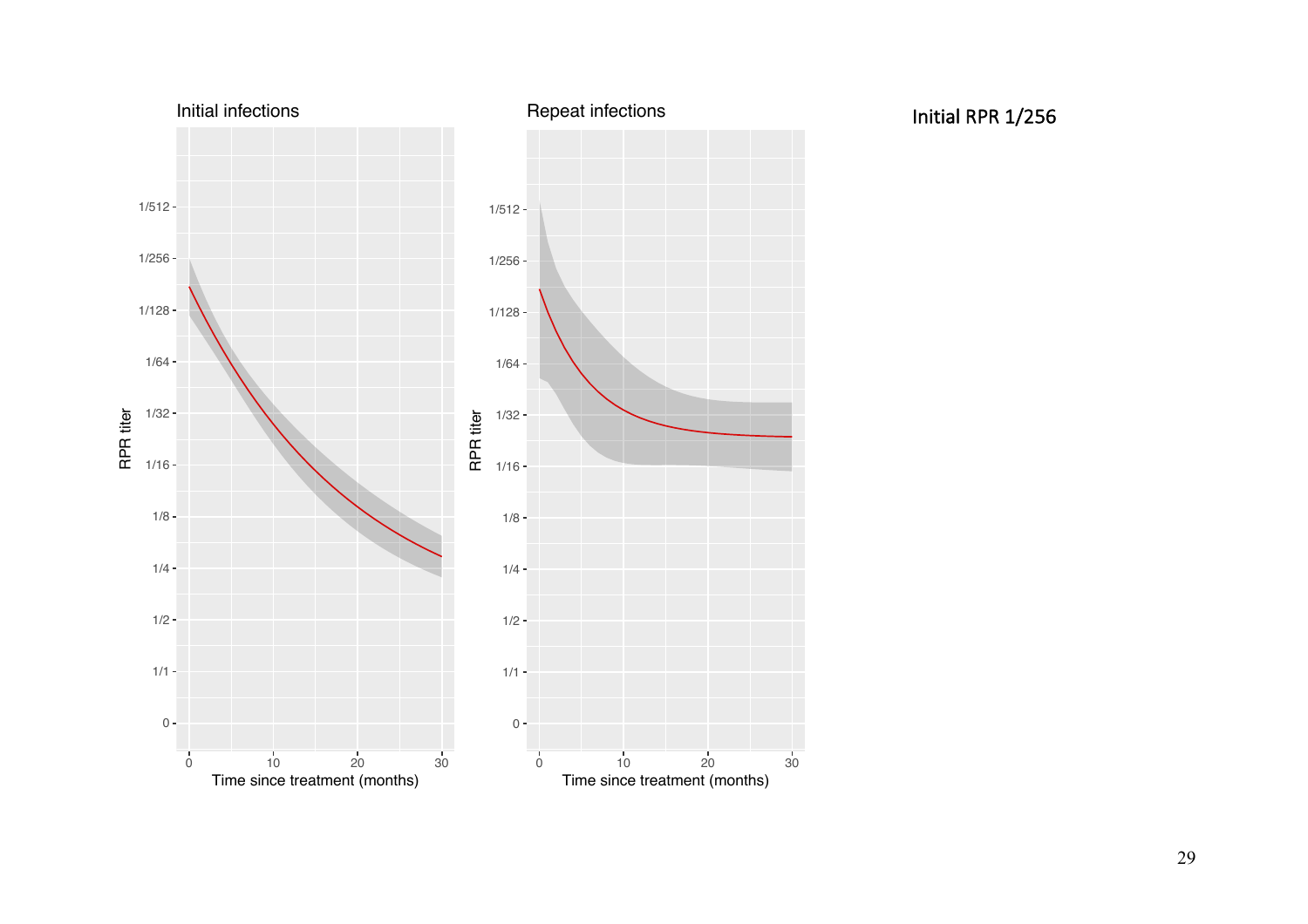Initial infections

RPR titer

1/512
1/256
1/128
1/64
1/32
1/16
1/8
1/4
1/2
1/1
0

0 10 20 30

Time since treatment (months)

Repeat infections

RPR titer

1/512
1/256
1/128
1/64
1/32
1/16
1/8
1/4
1/2
1/1
0

0 10 20 30

Time since treatment (months)

Initial RPR 1/256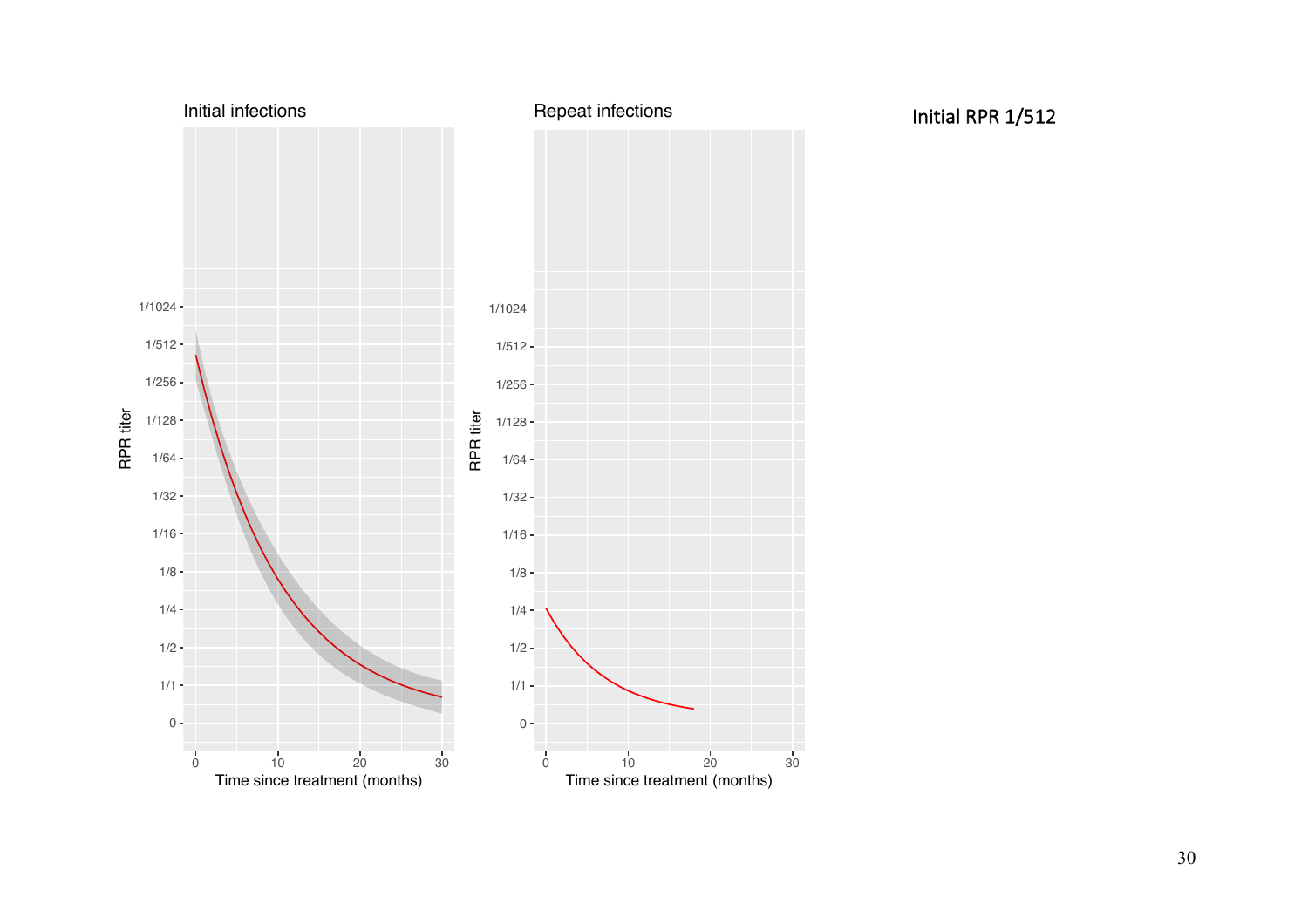Initial infections

Repeat infections

Initial RPR 1/512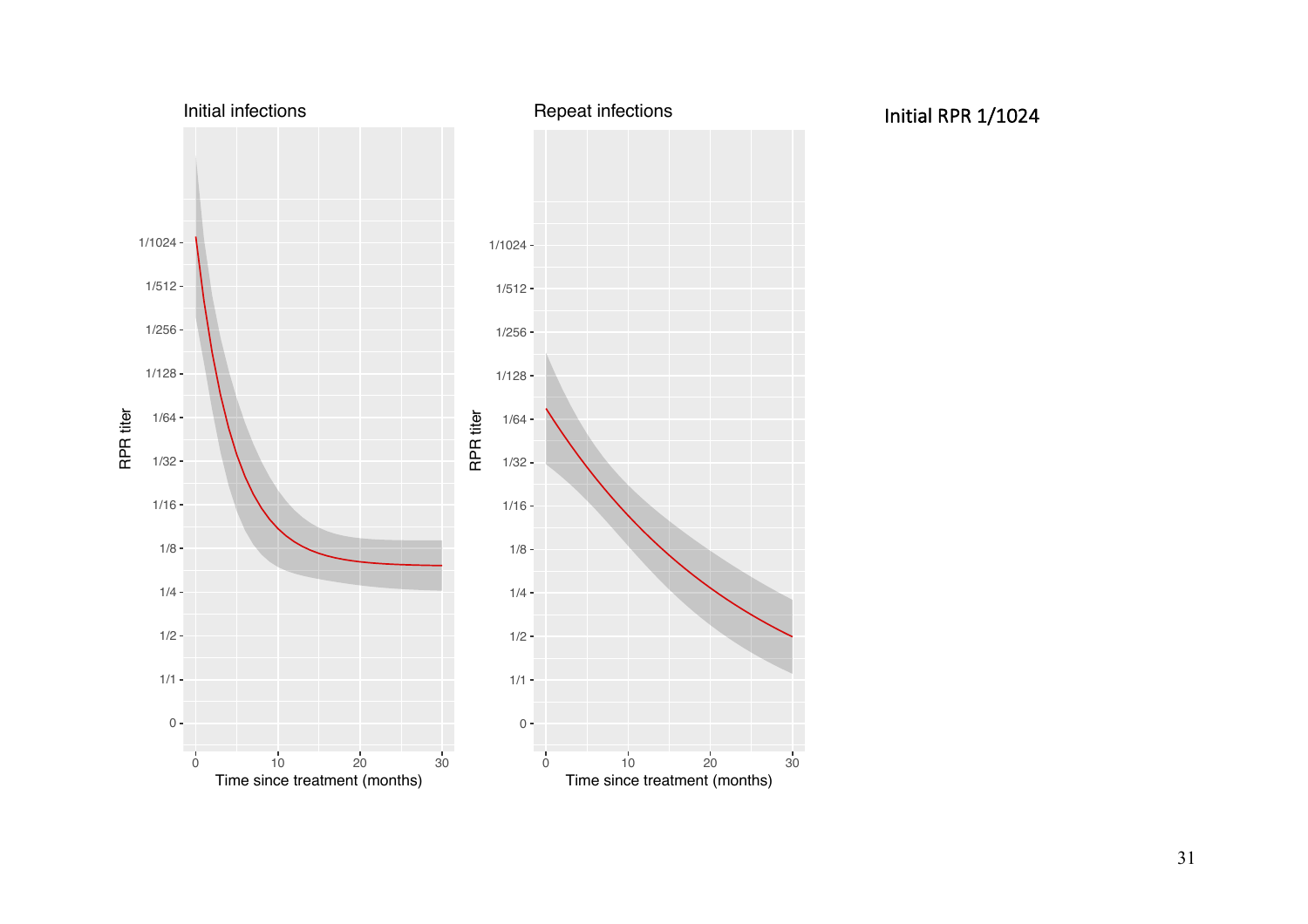Initial RPR 1/1024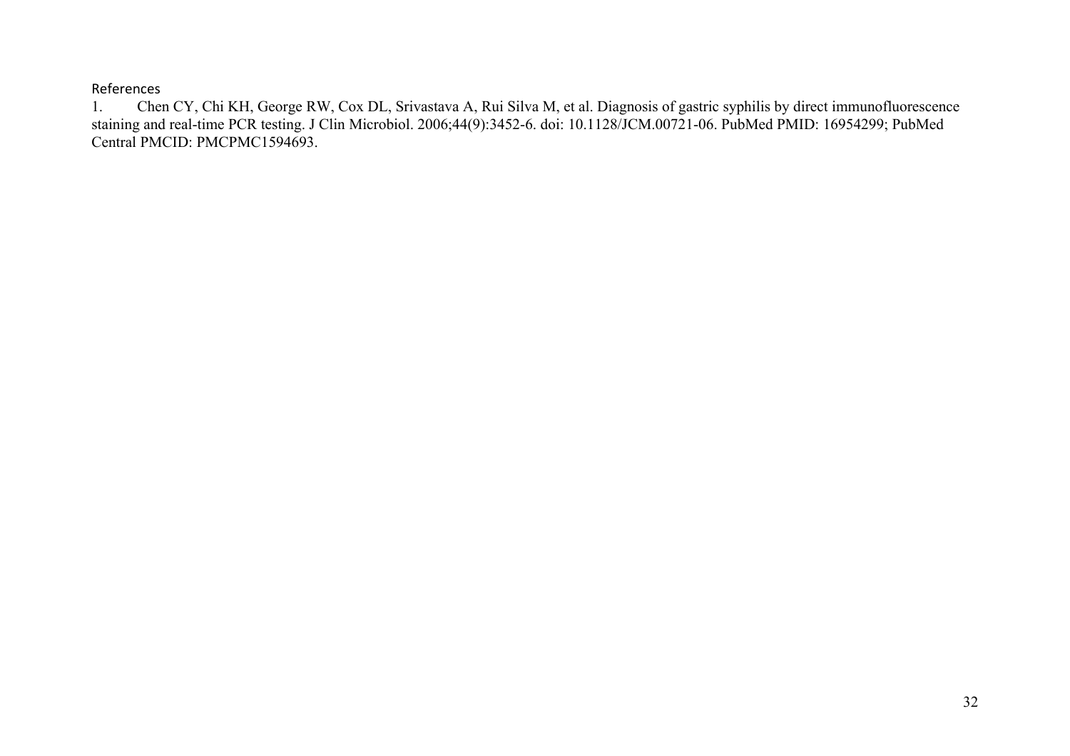References

1. Chen CY, Chi KH, George RW, Cox DL, Srivastava A, Rui Silva M, et al. Diagnosis of gastric syphilis by direct immunofluorescence staining and real-time PCR testing. J Clin Microbiol. 2006;44(9):3452-6. doi: 10.1128/JCM.00721-06. PubMed PMID: 16954299; PubMed Central PMCID: PMCPMC1594693.